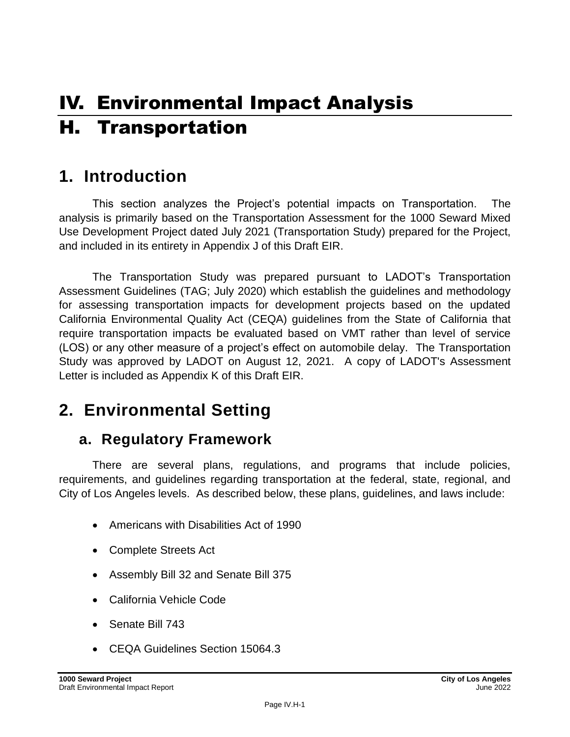# IV. Environmental Impact Analysis

# H. Transportation

## 1. Introduction

This section analyzes the Project's potential impacts on Transportation. The analysis is primarily based on the Transportation Assessment for the 1000 Seward Mixed Use Development Project dated July 2021 (Transportation Study) prepared for the Project, and included in its entirety in Appendix J of this Draft EIR.

The Transportation Study was prepared pursuant to LADOT's Transportation Assessment Guidelines (TAG; July 2020) which establish the guidelines and methodology for assessing transportation impacts for development projects based on the updated California Environmental Quality Act (CEQA) guidelines from the State of California that require transportation impacts be evaluated based on VMT rather than level of service (LOS) or any other measure of a project's effect on automobile delay. The Transportation Study was approved by LADOT on August 12, 2021. A copy of LADOT's Assessment Letter is included as Appendix K of this Draft EIR.

## 2. Environmental Setting

### a. Regulatory Framework

There are several plans, regulations, and programs that include policies, requirements, and guidelines regarding transportation at the federal, state, regional, and City of Los Angeles levels. As described below, these plans, guidelines, and laws include:

- Americans with Disabilities Act of 1990
- Complete Streets Act
- Assembly Bill 32 and Senate Bill 375
- California Vehicle Code
- Senate Bill 743
- CEQA Guidelines Section 15064.3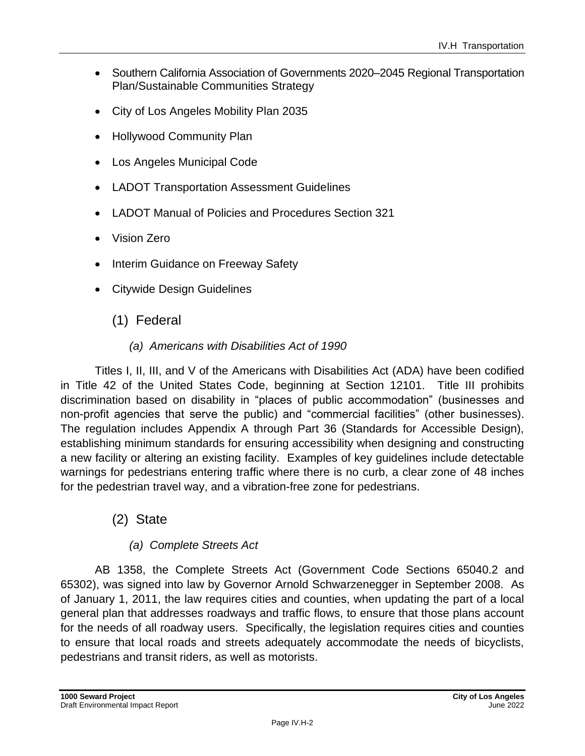- Southern California Association of Governments 2020–2045 Regional Transportation Plan/Sustainable Communities Strategy
- City of Los Angeles Mobility Plan 2035
- Hollywood Community Plan
- Los Angeles Municipal Code
- LADOT Transportation Assessment Guidelines
- LADOT Manual of Policies and Procedures Section 321
- Vision Zero
- Interim Guidance on Freeway Safety
- Citywide Design Guidelines

### (1) Federal

#### *(a) Americans with Disabilities Act of 1990*

Titles I, II, III, and V of the Americans with Disabilities Act (ADA) have been codified in Title 42 of the United States Code, beginning at Section 12101. Title III prohibits discrimination based on disability in "places of public accommodation" (businesses and non-profit agencies that serve the public) and "commercial facilities" (other businesses). The regulation includes Appendix A through Part 36 (Standards for Accessible Design), establishing minimum standards for ensuring accessibility when designing and constructing a new facility or altering an existing facility. Examples of key guidelines include detectable warnings for pedestrians entering traffic where there is no curb, a clear zone of 48 inches for the pedestrian travel way, and a vibration-free zone for pedestrians.

### (2) State

#### *(a) Complete Streets Act*

AB 1358, the Complete Streets Act (Government Code Sections 65040.2 and 65302), was signed into law by Governor Arnold Schwarzenegger in September 2008. As of January 1, 2011, the law requires cities and counties, when updating the part of a local general plan that addresses roadways and traffic flows, to ensure that those plans account for the needs of all roadway users. Specifically, the legislation requires cities and counties to ensure that local roads and streets adequately accommodate the needs of bicyclists, pedestrians and transit riders, as well as motorists.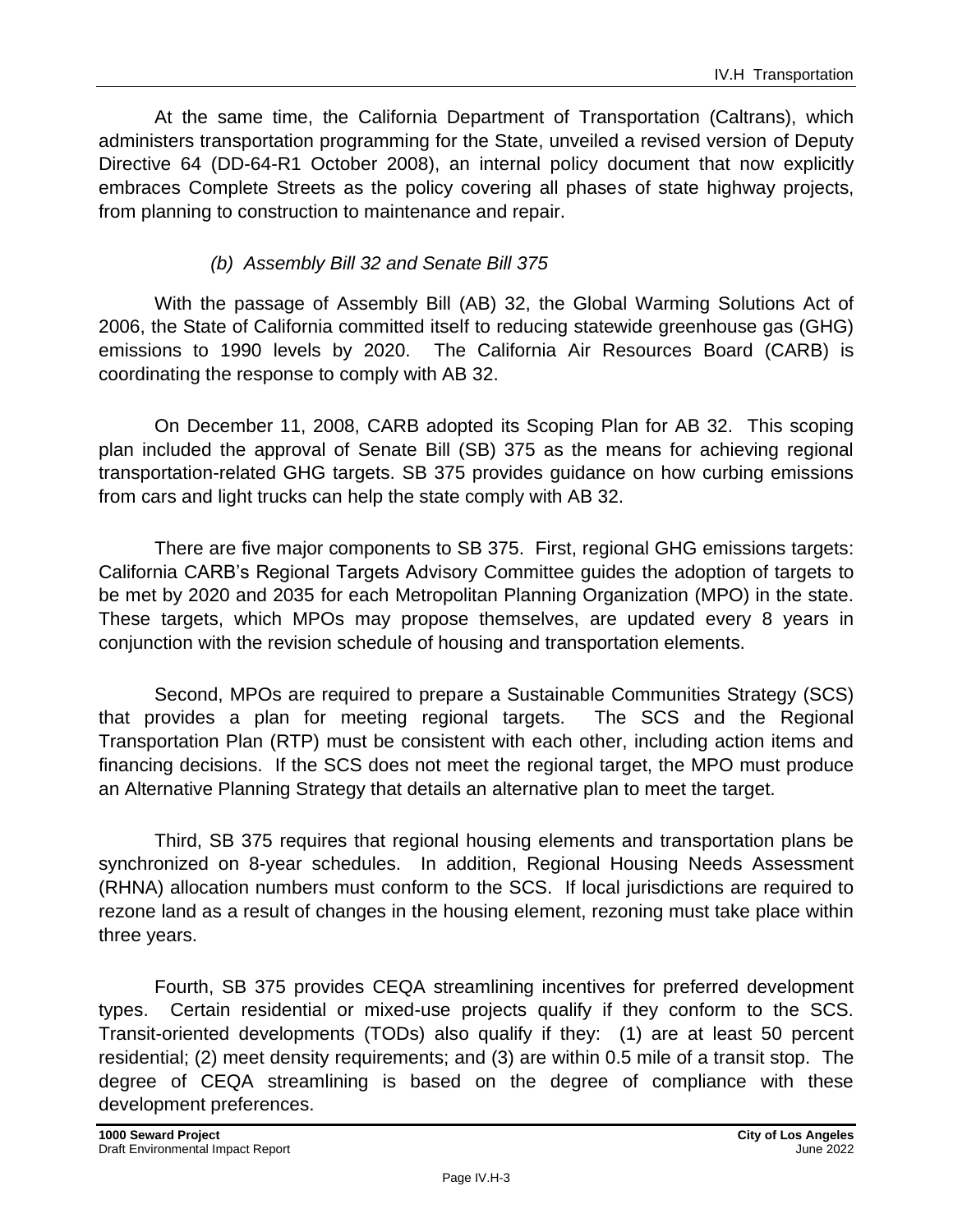At the same time, the California Department of Transportation (Caltrans), which administers transportation programming for the State, unveiled a revised version of Deputy Directive 64 (DD-64-R1 October 2008), an internal policy document that now explicitly embraces Complete Streets as the policy covering all phases of state highway projects, from planning to construction to maintenance and repair.

#### *(b) Assembly Bill 32 and Senate Bill 375*

With the passage of Assembly Bill (AB) 32, the Global Warming Solutions Act of 2006, the State of California committed itself to reducing statewide greenhouse gas (GHG) emissions to 1990 levels by 2020. The California Air Resources Board (CARB) is coordinating the response to comply with AB 32.

On December 11, 2008, CARB adopted its Scoping Plan for AB 32. This scoping plan included the approval of Senate Bill (SB) 375 as the means for achieving regional transportation-related GHG targets. SB 375 provides guidance on how curbing emissions from cars and light trucks can help the state comply with AB 32.

There are five major components to SB 375. First, regional GHG emissions targets: California CARB's Regional Targets Advisory Committee guides the adoption of targets to be met by 2020 and 2035 for each Metropolitan Planning Organization (MPO) in the state. These targets, which MPOs may propose themselves, are updated every 8 years in conjunction with the revision schedule of housing and transportation elements.

Second, MPOs are required to prepare a Sustainable Communities Strategy (SCS) that provides a plan for meeting regional targets. The SCS and the Regional Transportation Plan (RTP) must be consistent with each other, including action items and financing decisions. If the SCS does not meet the regional target, the MPO must produce an Alternative Planning Strategy that details an alternative plan to meet the target.

Third, SB 375 requires that regional housing elements and transportation plans be synchronized on 8-year schedules. In addition, Regional Housing Needs Assessment (RHNA) allocation numbers must conform to the SCS. If local jurisdictions are required to rezone land as a result of changes in the housing element, rezoning must take place within three years.

Fourth, SB 375 provides CEQA streamlining incentives for preferred development types. Certain residential or mixed-use projects qualify if they conform to the SCS. Transit-oriented developments (TODs) also qualify if they: (1) are at least 50 percent residential; (2) meet density requirements; and (3) are within 0.5 mile of a transit stop. The degree of CEQA streamlining is based on the degree of compliance with these development preferences.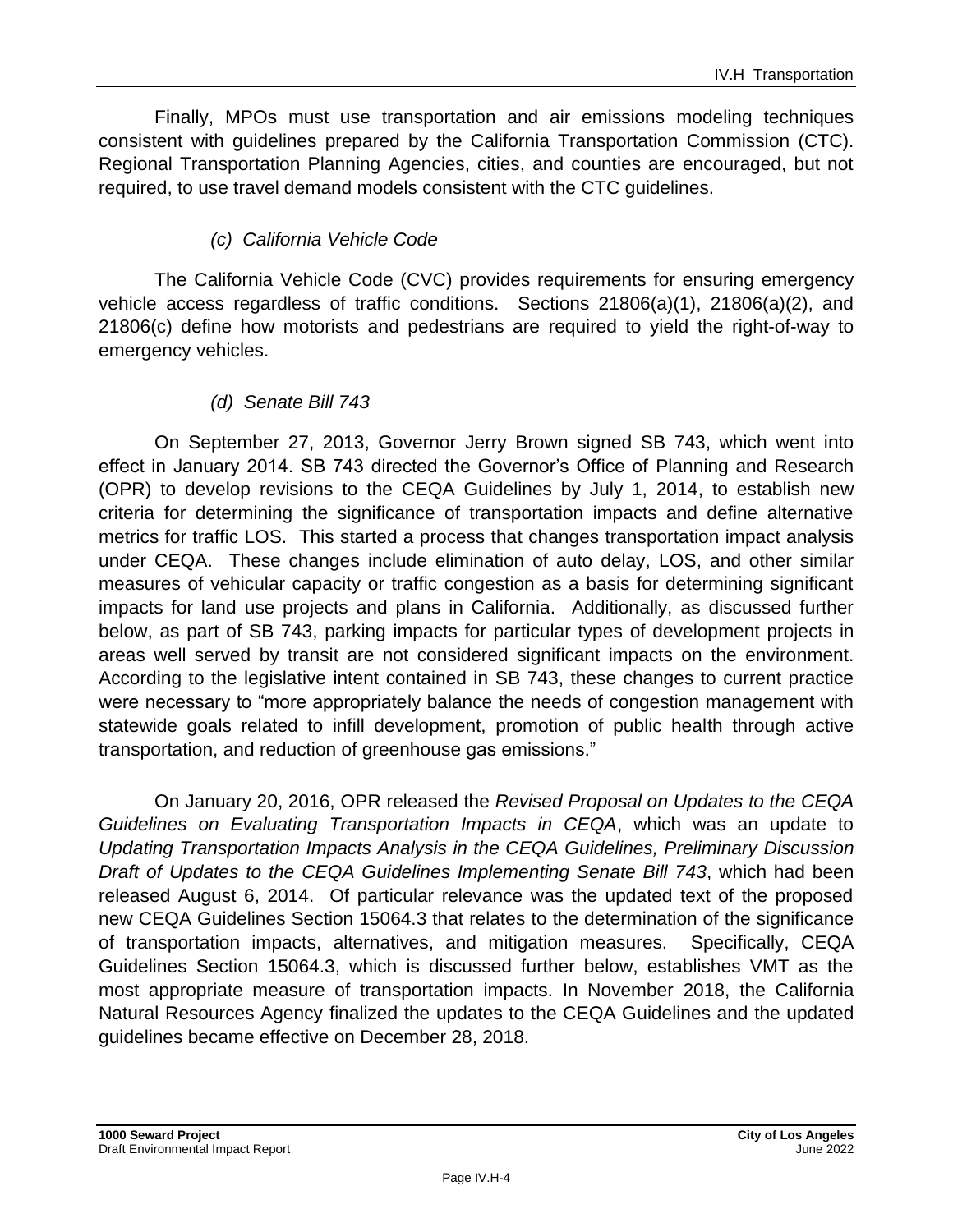Finally, MPOs must use transportation and air emissions modeling techniques consistent with guidelines prepared by the California Transportation Commission (CTC). Regional Transportation Planning Agencies, cities, and counties are encouraged, but not required, to use travel demand models consistent with the CTC guidelines.

#### *(c) California Vehicle Code*

The California Vehicle Code (CVC) provides requirements for ensuring emergency vehicle access regardless of traffic conditions. Sections 21806(a)(1), 21806(a)(2), and 21806(c) define how motorists and pedestrians are required to yield the right-of-way to emergency vehicles.

#### *(d) Senate Bill 743*

On September 27, 2013, Governor Jerry Brown signed SB 743, which went into effect in January 2014. SB 743 directed the Governor's Office of Planning and Research (OPR) to develop revisions to the CEQA Guidelines by July 1, 2014, to establish new criteria for determining the significance of transportation impacts and define alternative metrics for traffic LOS. This started a process that changes transportation impact analysis under CEQA. These changes include elimination of auto delay, LOS, and other similar measures of vehicular capacity or traffic congestion as a basis for determining significant impacts for land use projects and plans in California. Additionally, as discussed further below, as part of SB 743, parking impacts for particular types of development projects in areas well served by transit are not considered significant impacts on the environment. According to the legislative intent contained in SB 743, these changes to current practice were necessary to "more appropriately balance the needs of congestion management with statewide goals related to infill development, promotion of public health through active transportation, and reduction of greenhouse gas emissions."

On January 20, 2016, OPR released the *Revised Proposal on Updates to the CEQA Guidelines on Evaluating Transportation Impacts in CEQA*, which was an update to *Updating Transportation Impacts Analysis in the CEQA Guidelines, Preliminary Discussion Draft of Updates to the CEQA Guidelines Implementing Senate Bill 743*, which had been released August 6, 2014. Of particular relevance was the updated text of the proposed new CEQA Guidelines Section 15064.3 that relates to the determination of the significance of transportation impacts, alternatives, and mitigation measures. Specifically, CEQA Guidelines Section 15064.3, which is discussed further below, establishes VMT as the most appropriate measure of transportation impacts. In November 2018, the California Natural Resources Agency finalized the updates to the CEQA Guidelines and the updated guidelines became effective on December 28, 2018.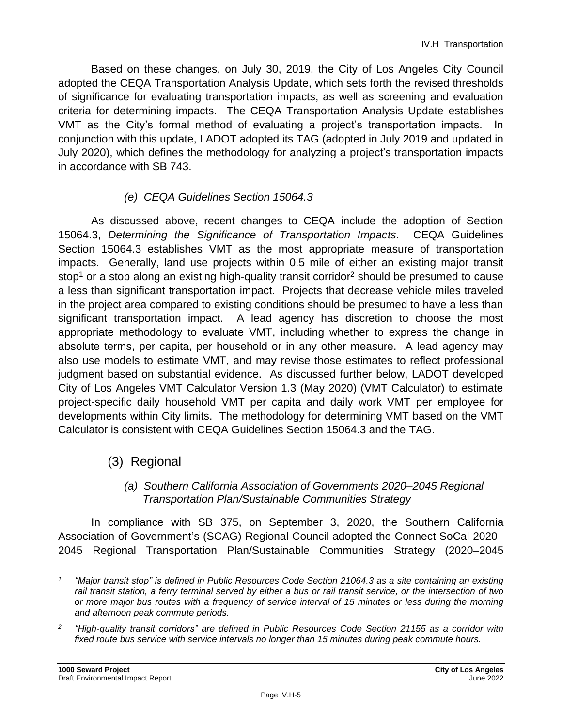Based on these changes, on July 30, 2019, the City of Los Angeles City Council adopted the CEQA Transportation Analysis Update, which sets forth the revised thresholds of significance for evaluating transportation impacts, as well as screening and evaluation criteria for determining impacts. The CEQA Transportation Analysis Update establishes VMT as the City's formal method of evaluating a project's transportation impacts. In conjunction with this update, LADOT adopted its TAG (adopted in July 2019 and updated in July 2020), which defines the methodology for analyzing a project's transportation impacts in accordance with SB 743.

#### *(e) CEQA Guidelines Section 15064.3*

As discussed above, recent changes to CEQA include the adoption of Section 15064.3, *Determining the Significance of Transportation Impacts*. CEQA Guidelines Section 15064.3 establishes VMT as the most appropriate measure of transportation impacts. Generally, land use projects within 0.5 mile of either an existing major transit stop[1] or a stop along an existing high-quality transit corridor[2] should be presumed to cause a less than significant transportation impact. Projects that decrease vehicle miles traveled in the project area compared to existing conditions should be presumed to have a less than significant transportation impact. A lead agency has discretion to choose the most appropriate methodology to evaluate VMT, including whether to express the change in absolute terms, per capita, per household or in any other measure. A lead agency may also use models to estimate VMT, and may revise those estimates to reflect professional judgment based on substantial evidence. As discussed further below, LADOT developed City of Los Angeles VMT Calculator Version 1.3 (May 2020) (VMT Calculator) to estimate project-specific daily household VMT per capita and daily work VMT per employee for developments within City limits. The methodology for determining VMT based on the VMT Calculator is consistent with CEQA Guidelines Section 15064.3 and the TAG.

### (3) Regional

#### *(a) Southern California Association of Governments 2020–2045 Regional Transportation Plan/Sustainable Communities Strategy*

In compliance with SB 375, on September 3, 2020, the Southern California Association of Government's (SCAG) Regional Council adopted the Connect SoCal 2020–2045 Regional Transportation Plan/Sustainable Communities Strategy (2020–2045

---

[1] *"Major transit stop" is defined in Public Resources Code Section 21064.3 as a site containing an existing rail transit station, a ferry terminal served by either a bus or rail transit service, or the intersection of two or more major bus routes with a frequency of service interval of 15 minutes or less during the morning and afternoon peak commute periods.*

[2] *"High-quality transit corridors" are defined in Public Resources Code Section 21155 as a corridor with fixed route bus service with service intervals no longer than 15 minutes during peak commute hours.*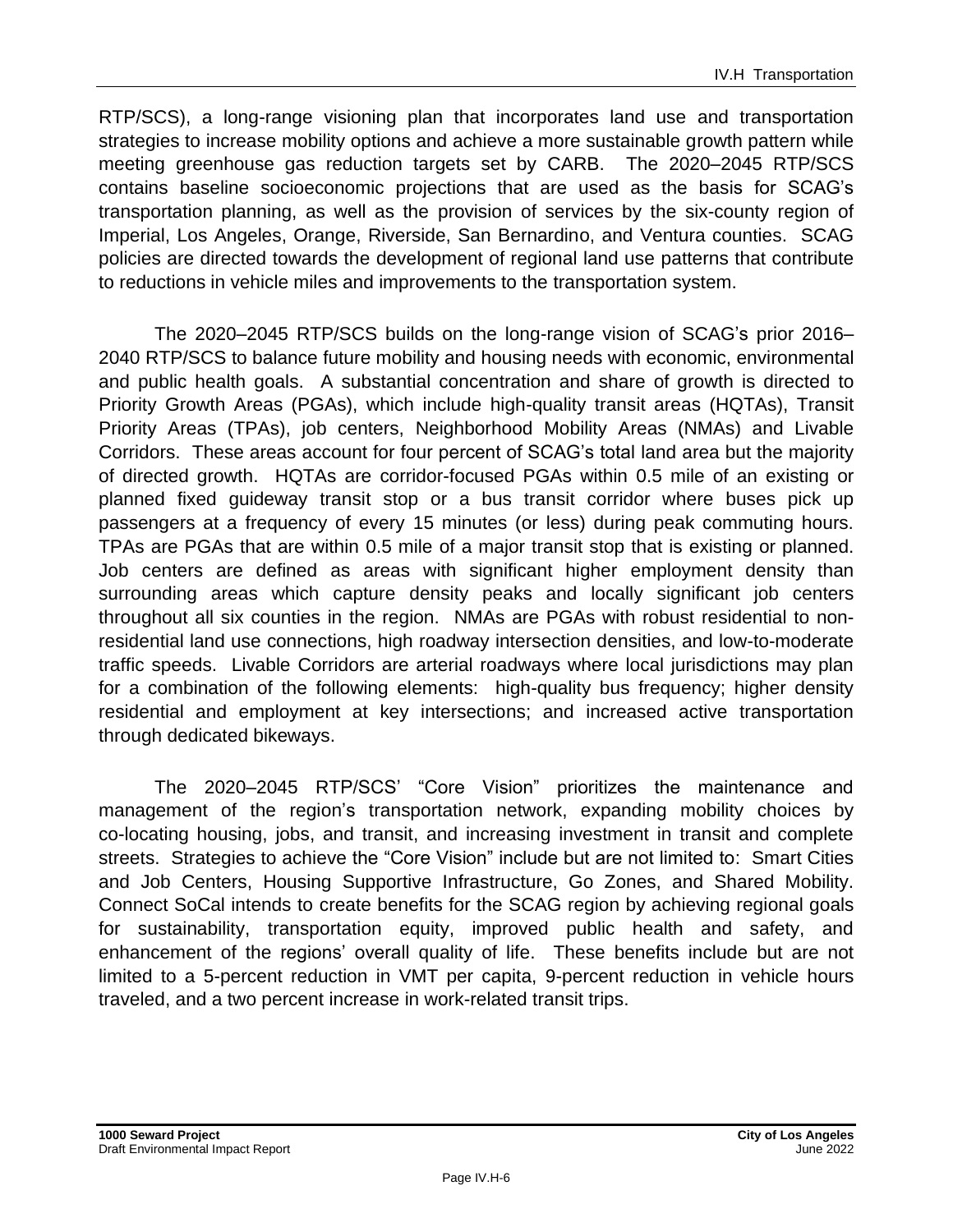RTP/SCS), a long-range visioning plan that incorporates land use and transportation strategies to increase mobility options and achieve a more sustainable growth pattern while meeting greenhouse gas reduction targets set by CARB. The 2020–2045 RTP/SCS contains baseline socioeconomic projections that are used as the basis for SCAG's transportation planning, as well as the provision of services by the six-county region of Imperial, Los Angeles, Orange, Riverside, San Bernardino, and Ventura counties. SCAG policies are directed towards the development of regional land use patterns that contribute to reductions in vehicle miles and improvements to the transportation system.

The 2020–2045 RTP/SCS builds on the long-range vision of SCAG's prior 2016–2040 RTP/SCS to balance future mobility and housing needs with economic, environmental and public health goals. A substantial concentration and share of growth is directed to Priority Growth Areas (PGAs), which include high-quality transit areas (HQTAs), Transit Priority Areas (TPAs), job centers, Neighborhood Mobility Areas (NMAs) and Livable Corridors. These areas account for four percent of SCAG's total land area but the majority of directed growth. HQTAs are corridor-focused PGAs within 0.5 mile of an existing or planned fixed guideway transit stop or a bus transit corridor where buses pick up passengers at a frequency of every 15 minutes (or less) during peak commuting hours. TPAs are PGAs that are within 0.5 mile of a major transit stop that is existing or planned. Job centers are defined as areas with significant higher employment density than surrounding areas which capture density peaks and locally significant job centers throughout all six counties in the region. NMAs are PGAs with robust residential to non-residential land use connections, high roadway intersection densities, and low-to-moderate traffic speeds. Livable Corridors are arterial roadways where local jurisdictions may plan for a combination of the following elements: high-quality bus frequency; higher density residential and employment at key intersections; and increased active transportation through dedicated bikeways.

The 2020–2045 RTP/SCS' "Core Vision" prioritizes the maintenance and management of the region's transportation network, expanding mobility choices by co-locating housing, jobs, and transit, and increasing investment in transit and complete streets. Strategies to achieve the "Core Vision" include but are not limited to: Smart Cities and Job Centers, Housing Supportive Infrastructure, Go Zones, and Shared Mobility. Connect SoCal intends to create benefits for the SCAG region by achieving regional goals for sustainability, transportation equity, improved public health and safety, and enhancement of the regions' overall quality of life. These benefits include but are not limited to a 5-percent reduction in VMT per capita, 9-percent reduction in vehicle hours traveled, and a two percent increase in work-related transit trips.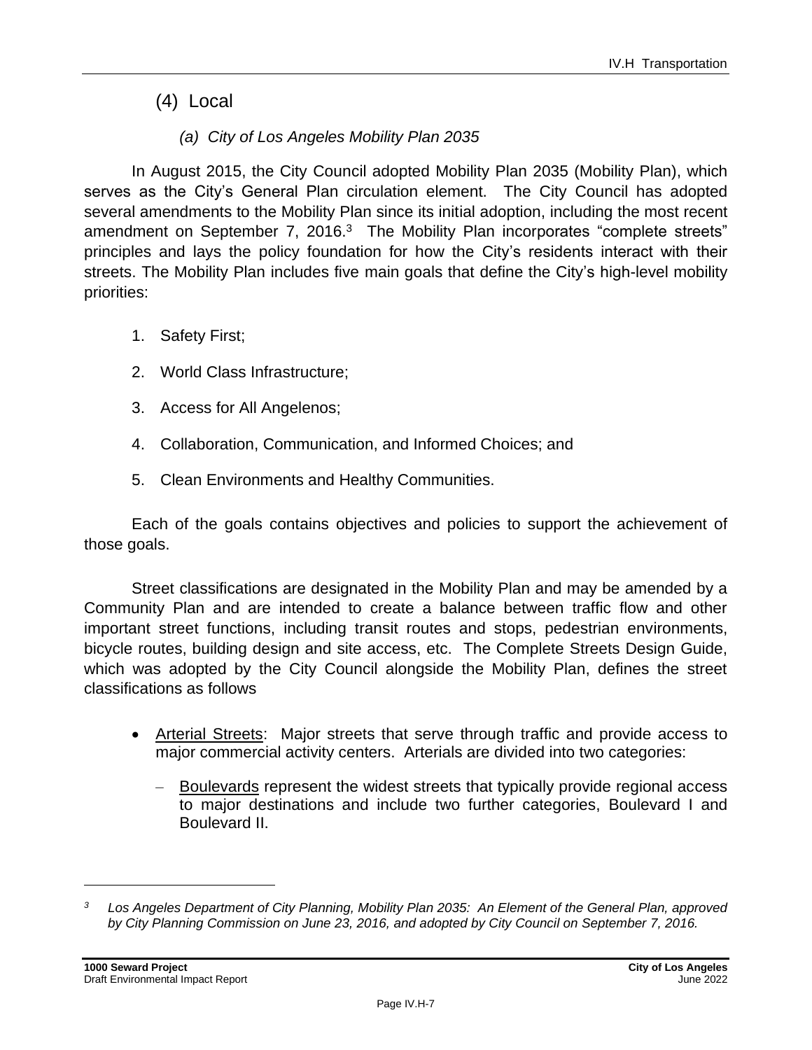### (4) Local

#### *(a) City of Los Angeles Mobility Plan 2035*

In August 2015, the City Council adopted Mobility Plan 2035 (Mobility Plan), which serves as the City's General Plan circulation element. The City Council has adopted several amendments to the Mobility Plan since its initial adoption, including the most recent amendment on September 7, 2016.[3] The Mobility Plan incorporates "complete streets" principles and lays the policy foundation for how the City's residents interact with their streets. The Mobility Plan includes five main goals that define the City's high-level mobility priorities:

1. Safety First;
2. World Class Infrastructure;
3. Access for All Angelenos;
4. Collaboration, Communication, and Informed Choices; and
5. Clean Environments and Healthy Communities.

Each of the goals contains objectives and policies to support the achievement of those goals.

Street classifications are designated in the Mobility Plan and may be amended by a Community Plan and are intended to create a balance between traffic flow and other important street functions, including transit routes and stops, pedestrian environments, bicycle routes, building design and site access, etc. The Complete Streets Design Guide, which was adopted by the City Council alongside the Mobility Plan, defines the street classifications as follows

- Arterial Streets: Major streets that serve through traffic and provide access to major commercial activity centers. Arterials are divided into two categories:
  - Boulevards represent the widest streets that typically provide regional access to major destinations and include two further categories, Boulevard I and Boulevard II.

---

[3] *Los Angeles Department of City Planning, Mobility Plan 2035: An Element of the General Plan, approved by City Planning Commission on June 23, 2016, and adopted by City Council on September 7, 2016.*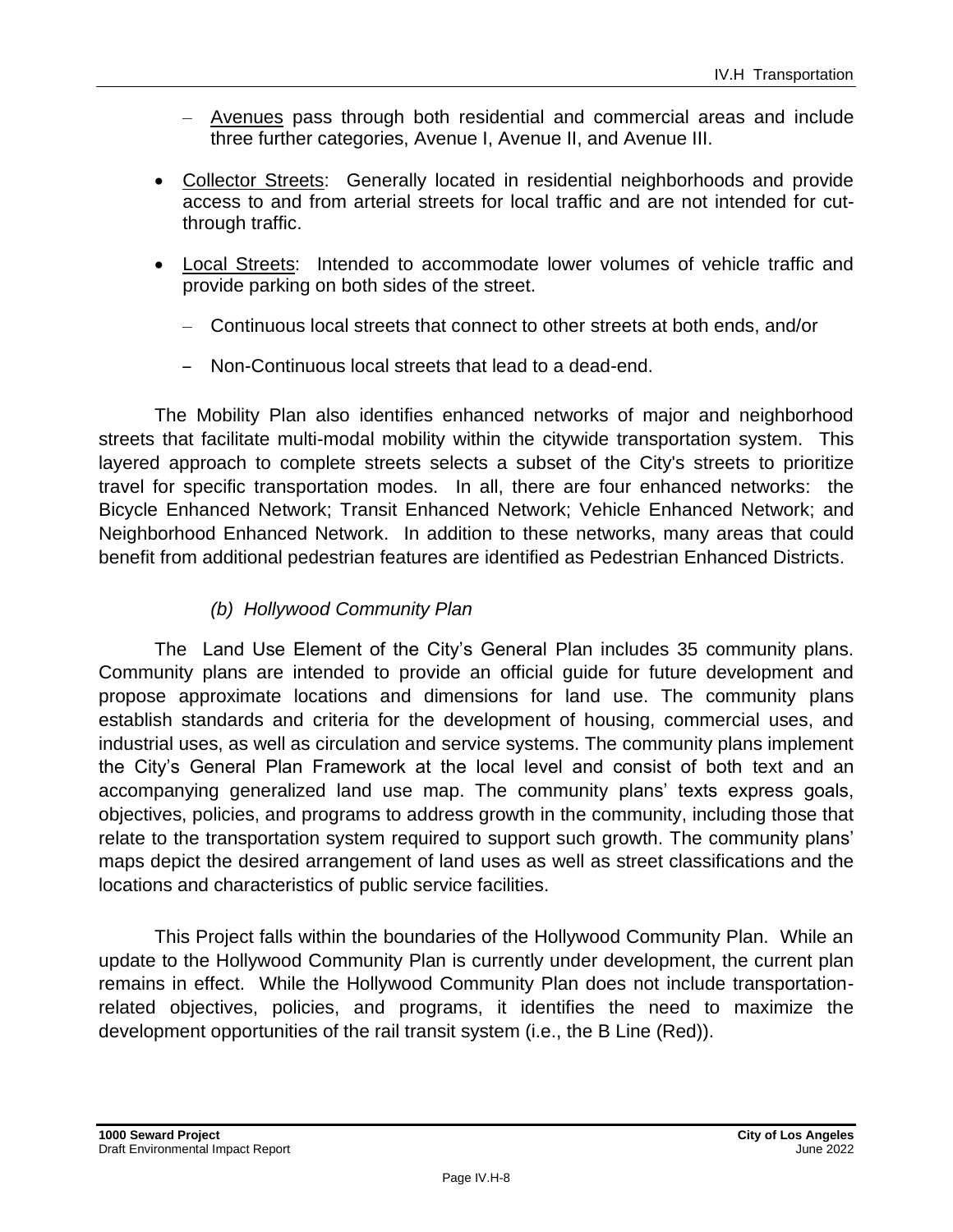- Avenues pass through both residential and commercial areas and include three further categories, Avenue I, Avenue II, and Avenue III.

- Collector Streets: Generally located in residential neighborhoods and provide access to and from arterial streets for local traffic and are not intended for cut-through traffic.

- Local Streets: Intended to accommodate lower volumes of vehicle traffic and provide parking on both sides of the street.

   - Continuous local streets that connect to other streets at both ends, and/or

   - Non-Continuous local streets that lead to a dead-end.

The Mobility Plan also identifies enhanced networks of major and neighborhood streets that facilitate multi-modal mobility within the citywide transportation system. This layered approach to complete streets selects a subset of the City's streets to prioritize travel for specific transportation modes. In all, there are four enhanced networks: the Bicycle Enhanced Network; Transit Enhanced Network; Vehicle Enhanced Network; and Neighborhood Enhanced Network. In addition to these networks, many areas that could benefit from additional pedestrian features are identified as Pedestrian Enhanced Districts.

*(b) Hollywood Community Plan*

The Land Use Element of the City's General Plan includes 35 community plans. Community plans are intended to provide an official guide for future development and propose approximate locations and dimensions for land use. The community plans establish standards and criteria for the development of housing, commercial uses, and industrial uses, as well as circulation and service systems. The community plans implement the City's General Plan Framework at the local level and consist of both text and an accompanying generalized land use map. The community plans' texts express goals, objectives, policies, and programs to address growth in the community, including those that relate to the transportation system required to support such growth. The community plans' maps depict the desired arrangement of land uses as well as street classifications and the locations and characteristics of public service facilities.

This Project falls within the boundaries of the Hollywood Community Plan. While an update to the Hollywood Community Plan is currently under development, the current plan remains in effect. While the Hollywood Community Plan does not include transportation-related objectives, policies, and programs, it identifies the need to maximize the development opportunities of the rail transit system (i.e., the B Line (Red)).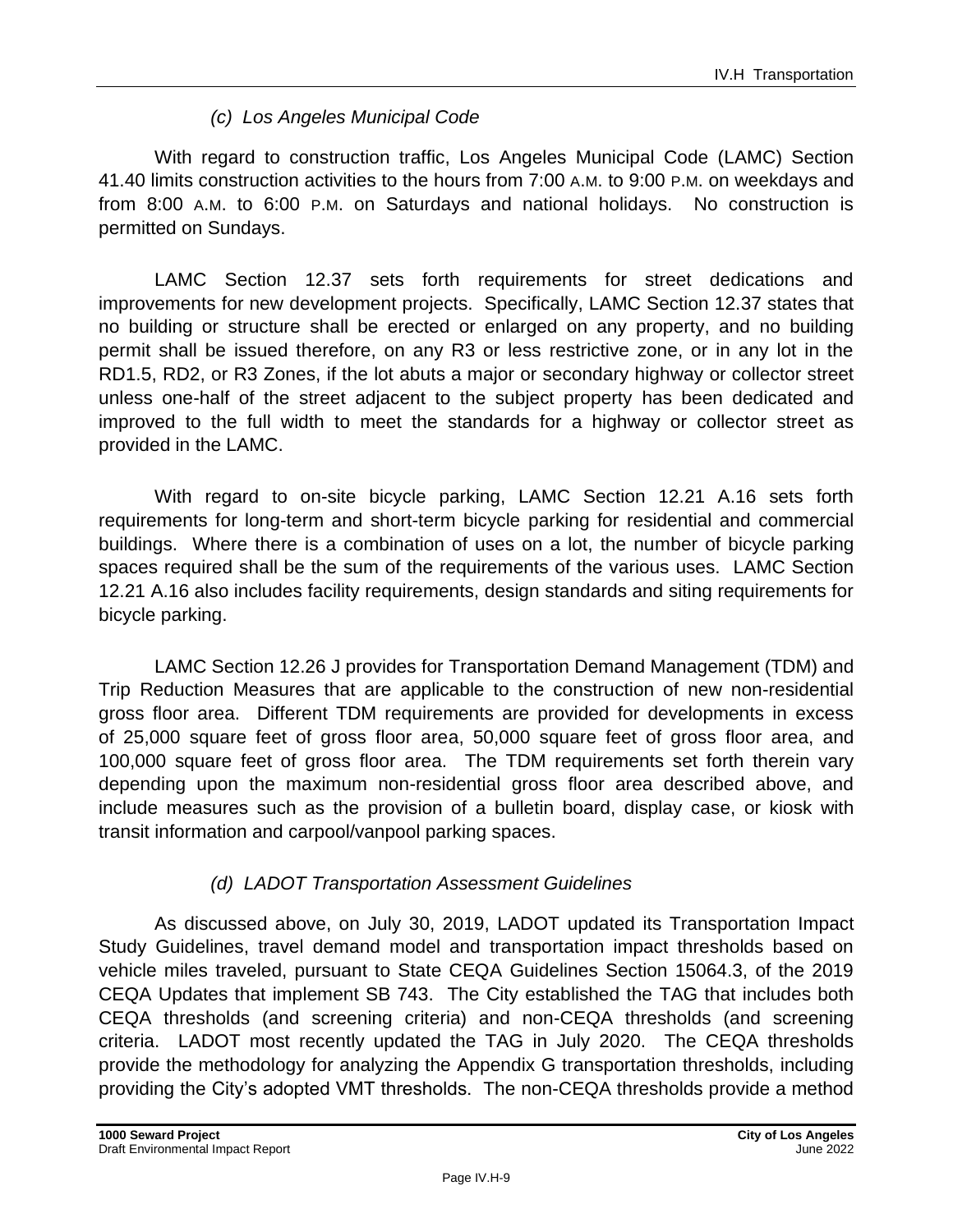### *(c) Los Angeles Municipal Code*

With regard to construction traffic, Los Angeles Municipal Code (LAMC) Section 41.40 limits construction activities to the hours from 7:00 A.M. to 9:00 P.M. on weekdays and from 8:00 A.M. to 6:00 P.M. on Saturdays and national holidays. No construction is permitted on Sundays.

LAMC Section 12.37 sets forth requirements for street dedications and improvements for new development projects. Specifically, LAMC Section 12.37 states that no building or structure shall be erected or enlarged on any property, and no building permit shall be issued therefore, on any R3 or less restrictive zone, or in any lot in the RD1.5, RD2, or R3 Zones, if the lot abuts a major or secondary highway or collector street unless one-half of the street adjacent to the subject property has been dedicated and improved to the full width to meet the standards for a highway or collector street as provided in the LAMC.

With regard to on-site bicycle parking, LAMC Section 12.21 A.16 sets forth requirements for long-term and short-term bicycle parking for residential and commercial buildings. Where there is a combination of uses on a lot, the number of bicycle parking spaces required shall be the sum of the requirements of the various uses. LAMC Section 12.21 A.16 also includes facility requirements, design standards and siting requirements for bicycle parking.

LAMC Section 12.26 J provides for Transportation Demand Management (TDM) and Trip Reduction Measures that are applicable to the construction of new non-residential gross floor area. Different TDM requirements are provided for developments in excess of 25,000 square feet of gross floor area, 50,000 square feet of gross floor area, and 100,000 square feet of gross floor area. The TDM requirements set forth therein vary depending upon the maximum non-residential gross floor area described above, and include measures such as the provision of a bulletin board, display case, or kiosk with transit information and carpool/vanpool parking spaces.

### *(d) LADOT Transportation Assessment Guidelines*

As discussed above, on July 30, 2019, LADOT updated its Transportation Impact Study Guidelines, travel demand model and transportation impact thresholds based on vehicle miles traveled, pursuant to State CEQA Guidelines Section 15064.3, of the 2019 CEQA Updates that implement SB 743. The City established the TAG that includes both CEQA thresholds (and screening criteria) and non-CEQA thresholds (and screening criteria. LADOT most recently updated the TAG in July 2020. The CEQA thresholds provide the methodology for analyzing the Appendix G transportation thresholds, including providing the City's adopted VMT thresholds. The non-CEQA thresholds provide a method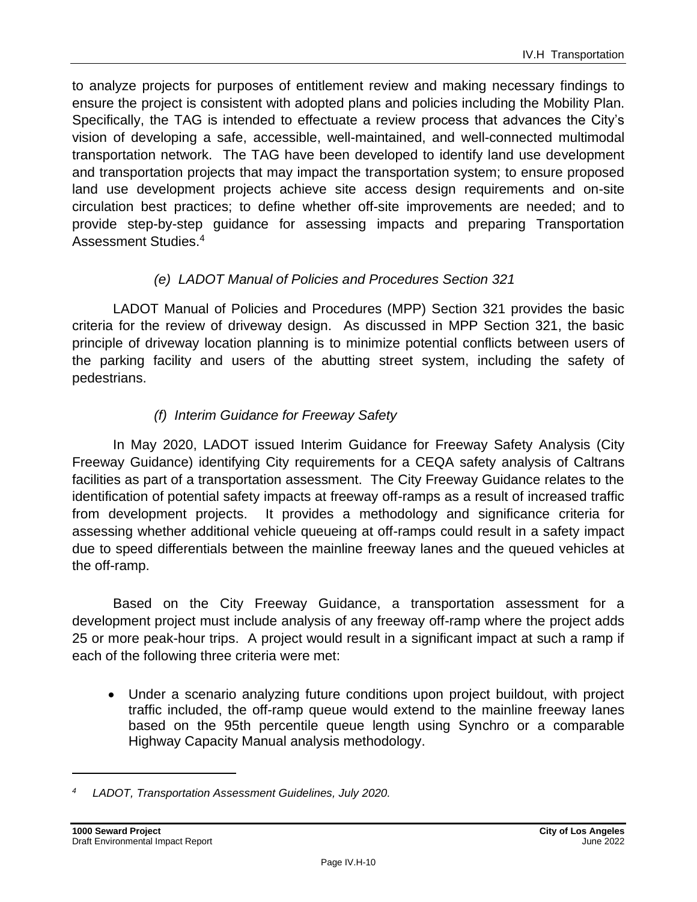to analyze projects for purposes of entitlement review and making necessary findings to ensure the project is consistent with adopted plans and policies including the Mobility Plan. Specifically, the TAG is intended to effectuate a review process that advances the City's vision of developing a safe, accessible, well-maintained, and well-connected multimodal transportation network. The TAG have been developed to identify land use development and transportation projects that may impact the transportation system; to ensure proposed land use development projects achieve site access design requirements and on-site circulation best practices; to define whether off-site improvements are needed; and to provide step-by-step guidance for assessing impacts and preparing Transportation Assessment Studies.[4]

*(e) LADOT Manual of Policies and Procedures Section 321*

LADOT Manual of Policies and Procedures (MPP) Section 321 provides the basic criteria for the review of driveway design. As discussed in MPP Section 321, the basic principle of driveway location planning is to minimize potential conflicts between users of the parking facility and users of the abutting street system, including the safety of pedestrians.

*(f) Interim Guidance for Freeway Safety*

In May 2020, LADOT issued Interim Guidance for Freeway Safety Analysis (City Freeway Guidance) identifying City requirements for a CEQA safety analysis of Caltrans facilities as part of a transportation assessment. The City Freeway Guidance relates to the identification of potential safety impacts at freeway off-ramps as a result of increased traffic from development projects. It provides a methodology and significance criteria for assessing whether additional vehicle queueing at off-ramps could result in a safety impact due to speed differentials between the mainline freeway lanes and the queued vehicles at the off-ramp.

Based on the City Freeway Guidance, a transportation assessment for a development project must include analysis of any freeway off-ramp where the project adds 25 or more peak-hour trips. A project would result in a significant impact at such a ramp if each of the following three criteria were met:

- Under a scenario analyzing future conditions upon project buildout, with project traffic included, the off-ramp queue would extend to the mainline freeway lanes based on the 95th percentile queue length using Synchro or a comparable Highway Capacity Manual analysis methodology.

---

[4] *LADOT, Transportation Assessment Guidelines, July 2020.*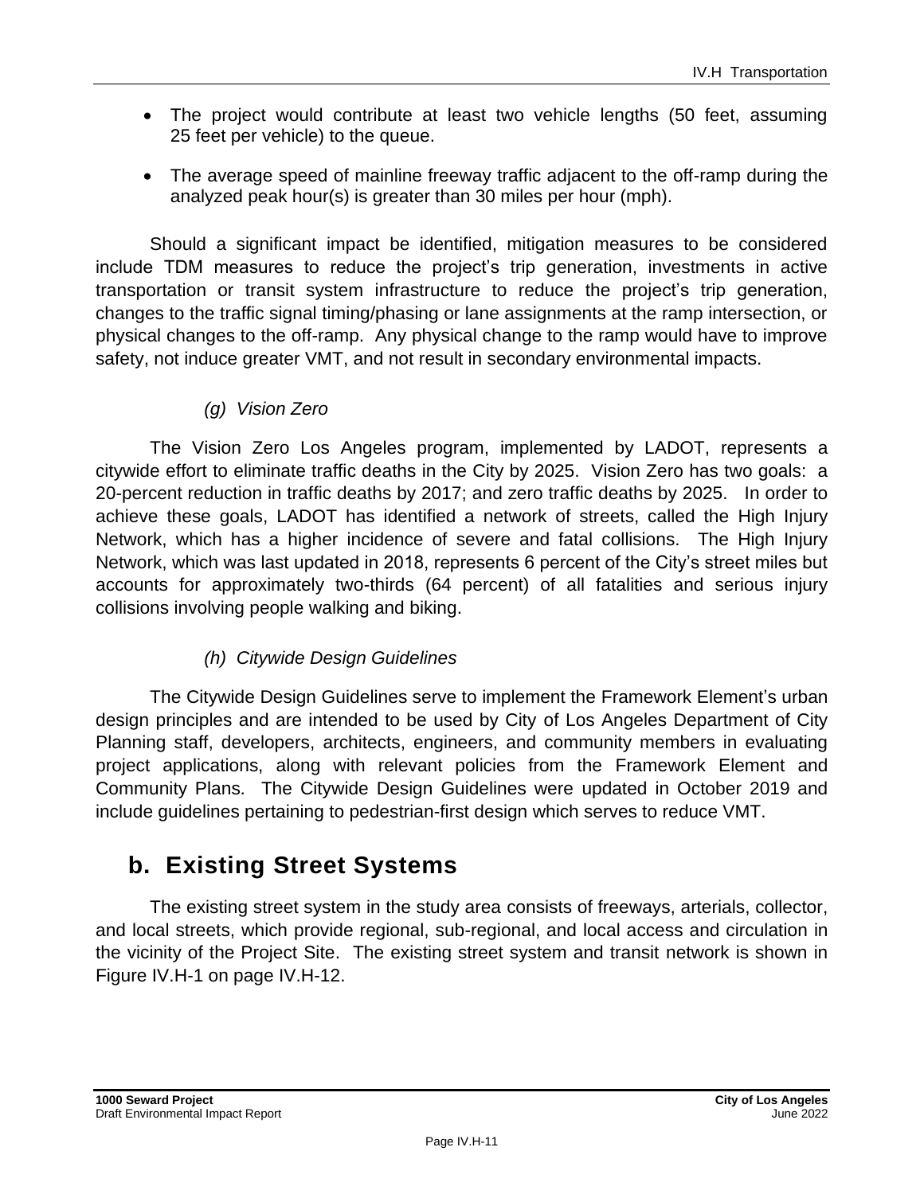- The project would contribute at least two vehicle lengths (50 feet, assuming 25 feet per vehicle) to the queue.
- The average speed of mainline freeway traffic adjacent to the off-ramp during the analyzed peak hour(s) is greater than 30 miles per hour (mph).

Should a significant impact be identified, mitigation measures to be considered include TDM measures to reduce the project's trip generation, investments in active transportation or transit system infrastructure to reduce the project's trip generation, changes to the traffic signal timing/phasing or lane assignments at the ramp intersection, or physical changes to the off-ramp. Any physical change to the ramp would have to improve safety, not induce greater VMT, and not result in secondary environmental impacts.

*(g) Vision Zero*

The Vision Zero Los Angeles program, implemented by LADOT, represents a citywide effort to eliminate traffic deaths in the City by 2025. Vision Zero has two goals: a 20-percent reduction in traffic deaths by 2017; and zero traffic deaths by 2025. In order to achieve these goals, LADOT has identified a network of streets, called the High Injury Network, which has a higher incidence of severe and fatal collisions. The High Injury Network, which was last updated in 2018, represents 6 percent of the City's street miles but accounts for approximately two-thirds (64 percent) of all fatalities and serious injury collisions involving people walking and biking.

*(h) Citywide Design Guidelines*

The Citywide Design Guidelines serve to implement the Framework Element's urban design principles and are intended to be used by City of Los Angeles Department of City Planning staff, developers, architects, engineers, and community members in evaluating project applications, along with relevant policies from the Framework Element and Community Plans. The Citywide Design Guidelines were updated in October 2019 and include guidelines pertaining to pedestrian-first design which serves to reduce VMT.

## b. Existing Street Systems

The existing street system in the study area consists of freeways, arterials, collector, and local streets, which provide regional, sub-regional, and local access and circulation in the vicinity of the Project Site. The existing street system and transit network is shown in Figure IV.H-1 on page IV.H-12.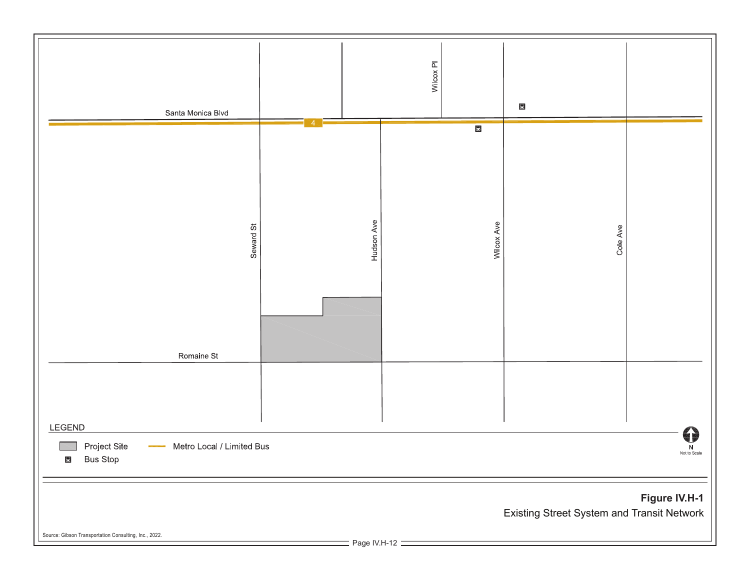Santa Monica Blvd

4

Wilcox Pl

Seward St

Hudson Ave

Wilcox Ave

Cole Ave

Romaine St

LEGEND

Project Site

Bus Stop

Metro Local / Limited Bus

N
Not to Scale

**Figure IV.H-1**
Existing Street System and Transit Network

Source: Gibson Transportation Consulting, Inc., 2022.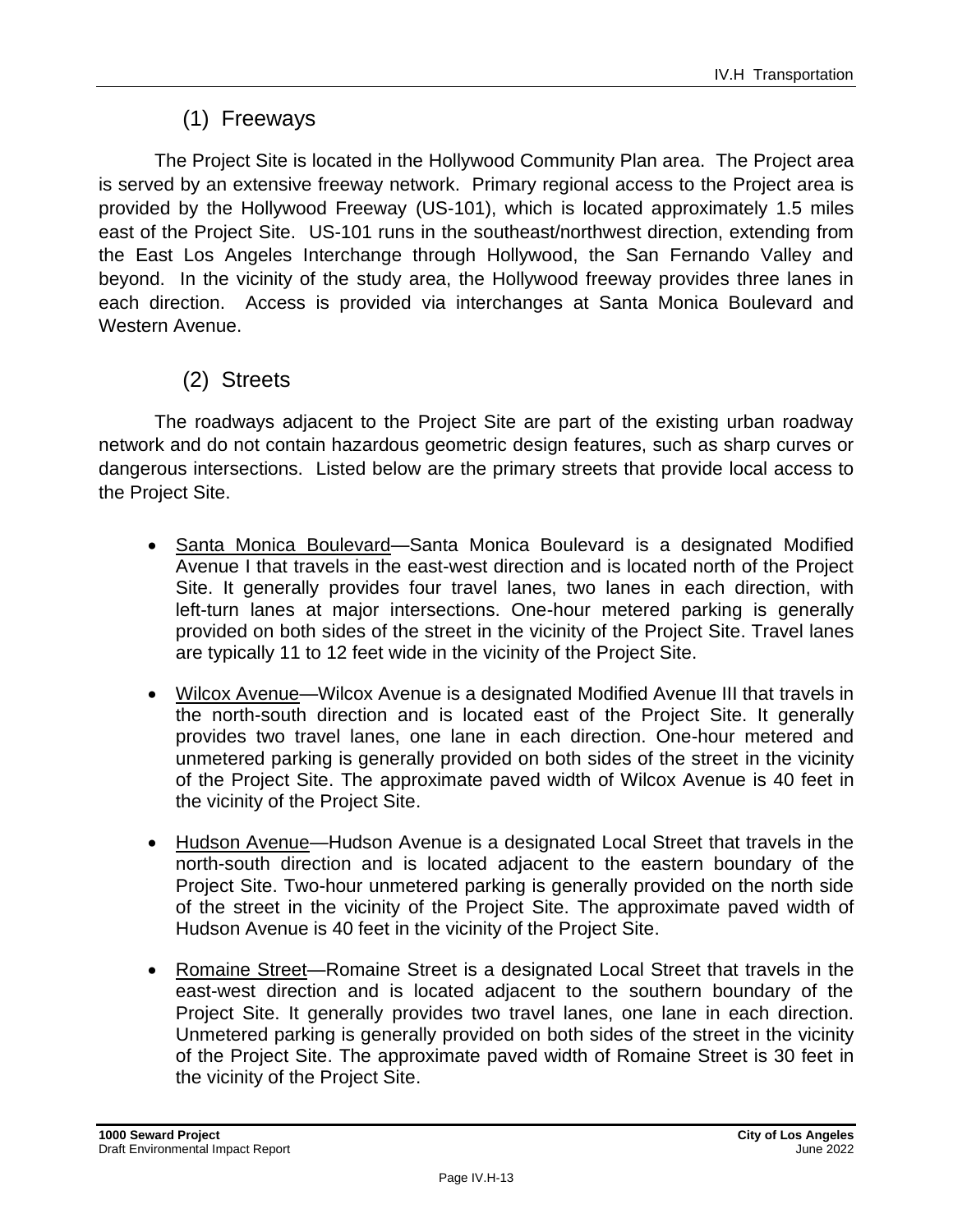### (1) Freeways

The Project Site is located in the Hollywood Community Plan area. The Project area is served by an extensive freeway network. Primary regional access to the Project area is provided by the Hollywood Freeway (US-101), which is located approximately 1.5 miles east of the Project Site. US-101 runs in the southeast/northwest direction, extending from the East Los Angeles Interchange through Hollywood, the San Fernando Valley and beyond. In the vicinity of the study area, the Hollywood freeway provides three lanes in each direction. Access is provided via interchanges at Santa Monica Boulevard and Western Avenue.

### (2) Streets

The roadways adjacent to the Project Site are part of the existing urban roadway network and do not contain hazardous geometric design features, such as sharp curves or dangerous intersections. Listed below are the primary streets that provide local access to the Project Site.

- Santa Monica Boulevard—Santa Monica Boulevard is a designated Modified Avenue I that travels in the east-west direction and is located north of the Project Site. It generally provides four travel lanes, two lanes in each direction, with left-turn lanes at major intersections. One-hour metered parking is generally provided on both sides of the street in the vicinity of the Project Site. Travel lanes are typically 11 to 12 feet wide in the vicinity of the Project Site.
- Wilcox Avenue—Wilcox Avenue is a designated Modified Avenue III that travels in the north-south direction and is located east of the Project Site. It generally provides two travel lanes, one lane in each direction. One-hour metered and unmetered parking is generally provided on both sides of the street in the vicinity of the Project Site. The approximate paved width of Wilcox Avenue is 40 feet in the vicinity of the Project Site.
- Hudson Avenue—Hudson Avenue is a designated Local Street that travels in the north-south direction and is located adjacent to the eastern boundary of the Project Site. Two-hour unmetered parking is generally provided on the north side of the street in the vicinity of the Project Site. The approximate paved width of Hudson Avenue is 40 feet in the vicinity of the Project Site.
- Romaine Street—Romaine Street is a designated Local Street that travels in the east-west direction and is located adjacent to the southern boundary of the Project Site. It generally provides two travel lanes, one lane in each direction. Unmetered parking is generally provided on both sides of the street in the vicinity of the Project Site. The approximate paved width of Romaine Street is 30 feet in the vicinity of the Project Site.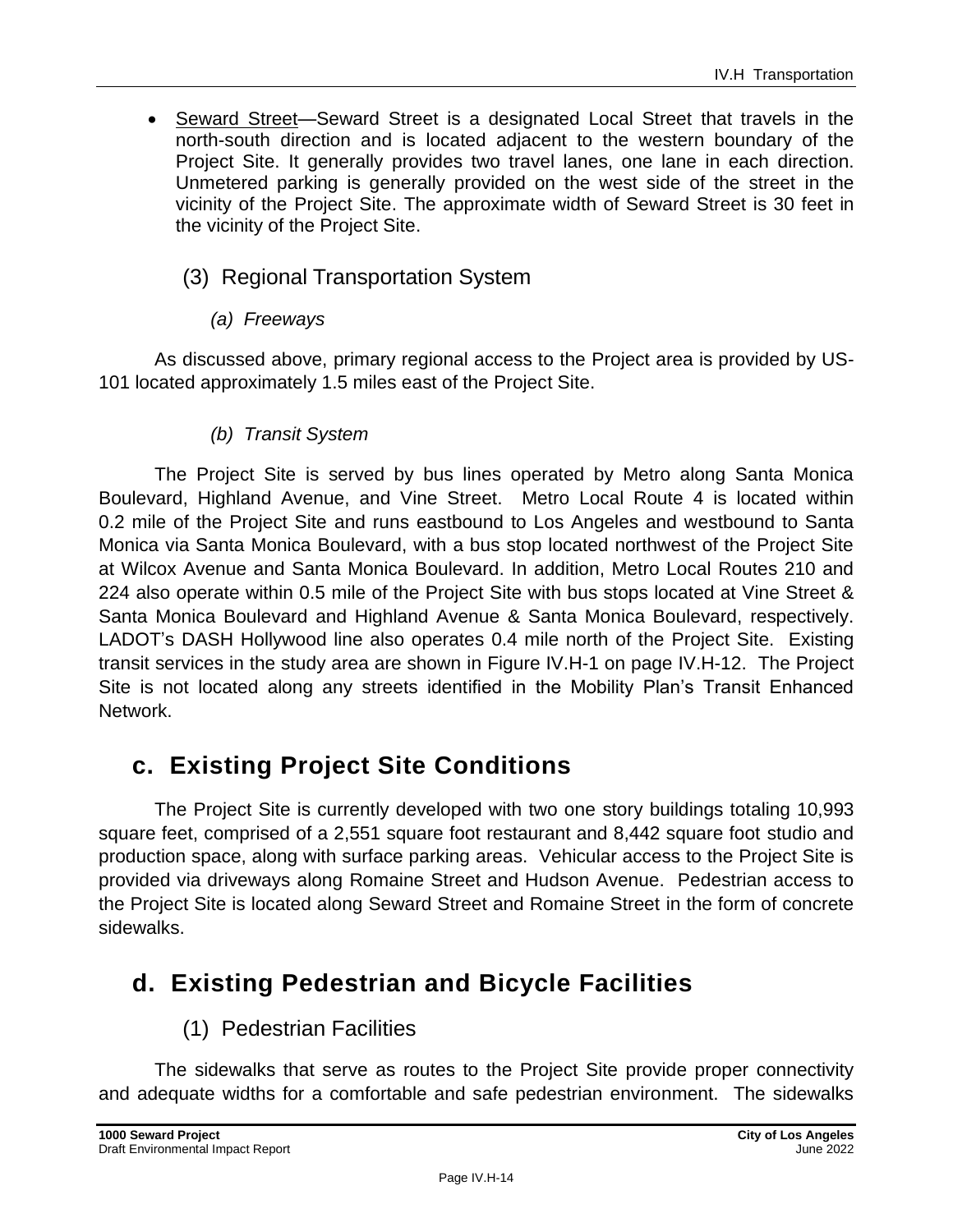- Seward Street—Seward Street is a designated Local Street that travels in the north-south direction and is located adjacent to the western boundary of the Project Site. It generally provides two travel lanes, one lane in each direction. Unmetered parking is generally provided on the west side of the street in the vicinity of the Project Site. The approximate width of Seward Street is 30 feet in the vicinity of the Project Site.

### (3) Regional Transportation System

#### *(a) Freeways*

As discussed above, primary regional access to the Project area is provided by US-101 located approximately 1.5 miles east of the Project Site.

#### *(b) Transit System*

The Project Site is served by bus lines operated by Metro along Santa Monica Boulevard, Highland Avenue, and Vine Street. Metro Local Route 4 is located within 0.2 mile of the Project Site and runs eastbound to Los Angeles and westbound to Santa Monica via Santa Monica Boulevard, with a bus stop located northwest of the Project Site at Wilcox Avenue and Santa Monica Boulevard. In addition, Metro Local Routes 210 and 224 also operate within 0.5 mile of the Project Site with bus stops located at Vine Street & Santa Monica Boulevard and Highland Avenue & Santa Monica Boulevard, respectively. LADOT's DASH Hollywood line also operates 0.4 mile north of the Project Site. Existing transit services in the study area are shown in Figure IV.H-1 on page IV.H-12. The Project Site is not located along any streets identified in the Mobility Plan's Transit Enhanced Network.

## c. Existing Project Site Conditions

The Project Site is currently developed with two one story buildings totaling 10,993 square feet, comprised of a 2,551 square foot restaurant and 8,442 square foot studio and production space, along with surface parking areas. Vehicular access to the Project Site is provided via driveways along Romaine Street and Hudson Avenue. Pedestrian access to the Project Site is located along Seward Street and Romaine Street in the form of concrete sidewalks.

## d. Existing Pedestrian and Bicycle Facilities

### (1) Pedestrian Facilities

The sidewalks that serve as routes to the Project Site provide proper connectivity and adequate widths for a comfortable and safe pedestrian environment. The sidewalks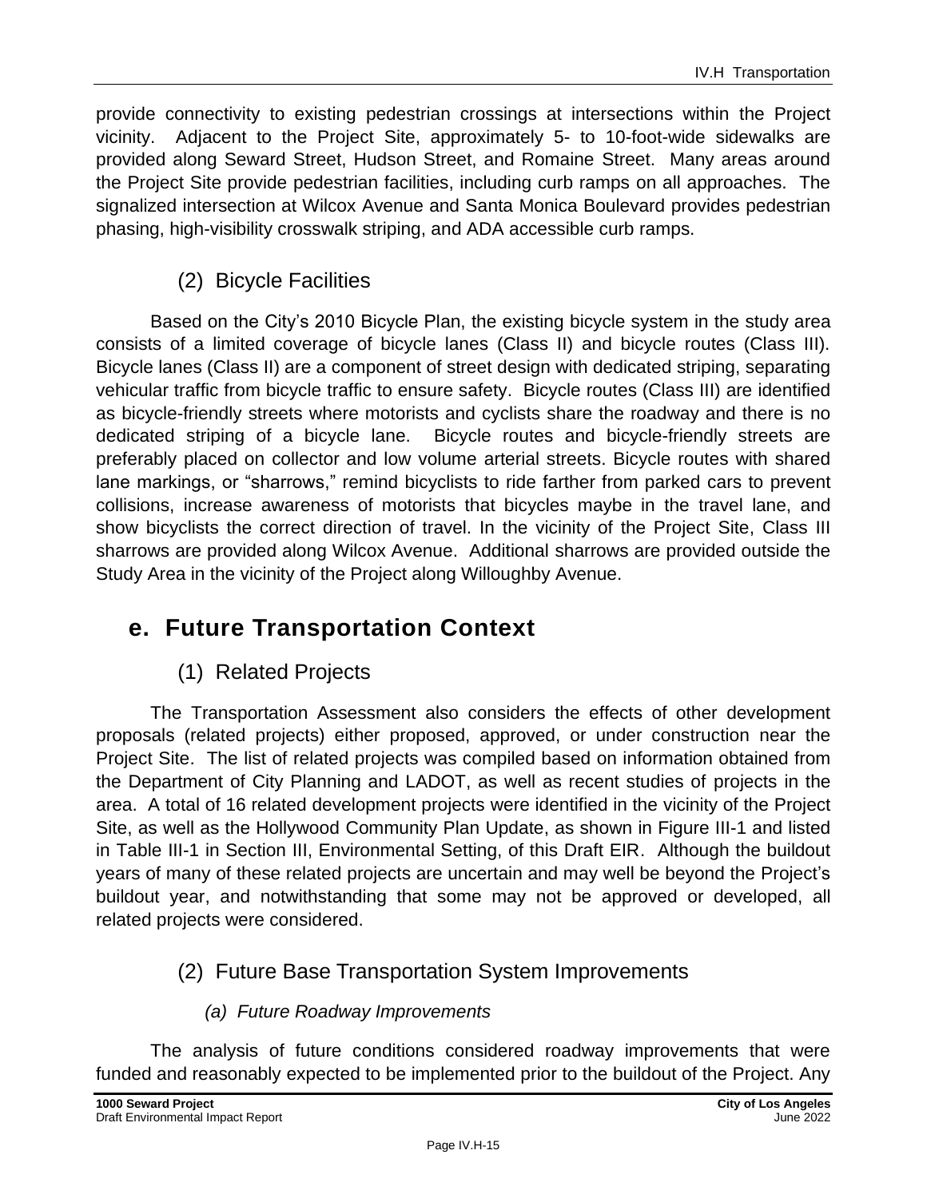provide connectivity to existing pedestrian crossings at intersections within the Project vicinity. Adjacent to the Project Site, approximately 5- to 10-foot-wide sidewalks are provided along Seward Street, Hudson Street, and Romaine Street. Many areas around the Project Site provide pedestrian facilities, including curb ramps on all approaches. The signalized intersection at Wilcox Avenue and Santa Monica Boulevard provides pedestrian phasing, high-visibility crosswalk striping, and ADA accessible curb ramps.

### (2) Bicycle Facilities

Based on the City's 2010 Bicycle Plan, the existing bicycle system in the study area consists of a limited coverage of bicycle lanes (Class II) and bicycle routes (Class III). Bicycle lanes (Class II) are a component of street design with dedicated striping, separating vehicular traffic from bicycle traffic to ensure safety. Bicycle routes (Class III) are identified as bicycle-friendly streets where motorists and cyclists share the roadway and there is no dedicated striping of a bicycle lane. Bicycle routes and bicycle-friendly streets are preferably placed on collector and low volume arterial streets. Bicycle routes with shared lane markings, or "sharrows," remind bicyclists to ride farther from parked cars to prevent collisions, increase awareness of motorists that bicycles maybe in the travel lane, and show bicyclists the correct direction of travel. In the vicinity of the Project Site, Class III sharrows are provided along Wilcox Avenue. Additional sharrows are provided outside the Study Area in the vicinity of the Project along Willoughby Avenue.

## e. Future Transportation Context

### (1) Related Projects

The Transportation Assessment also considers the effects of other development proposals (related projects) either proposed, approved, or under construction near the Project Site. The list of related projects was compiled based on information obtained from the Department of City Planning and LADOT, as well as recent studies of projects in the area. A total of 16 related development projects were identified in the vicinity of the Project Site, as well as the Hollywood Community Plan Update, as shown in Figure III-1 and listed in Table III-1 in Section III, Environmental Setting, of this Draft EIR. Although the buildout years of many of these related projects are uncertain and may well be beyond the Project's buildout year, and notwithstanding that some may not be approved or developed, all related projects were considered.

### (2) Future Base Transportation System Improvements

#### *(a) Future Roadway Improvements*

The analysis of future conditions considered roadway improvements that were funded and reasonably expected to be implemented prior to the buildout of the Project. Any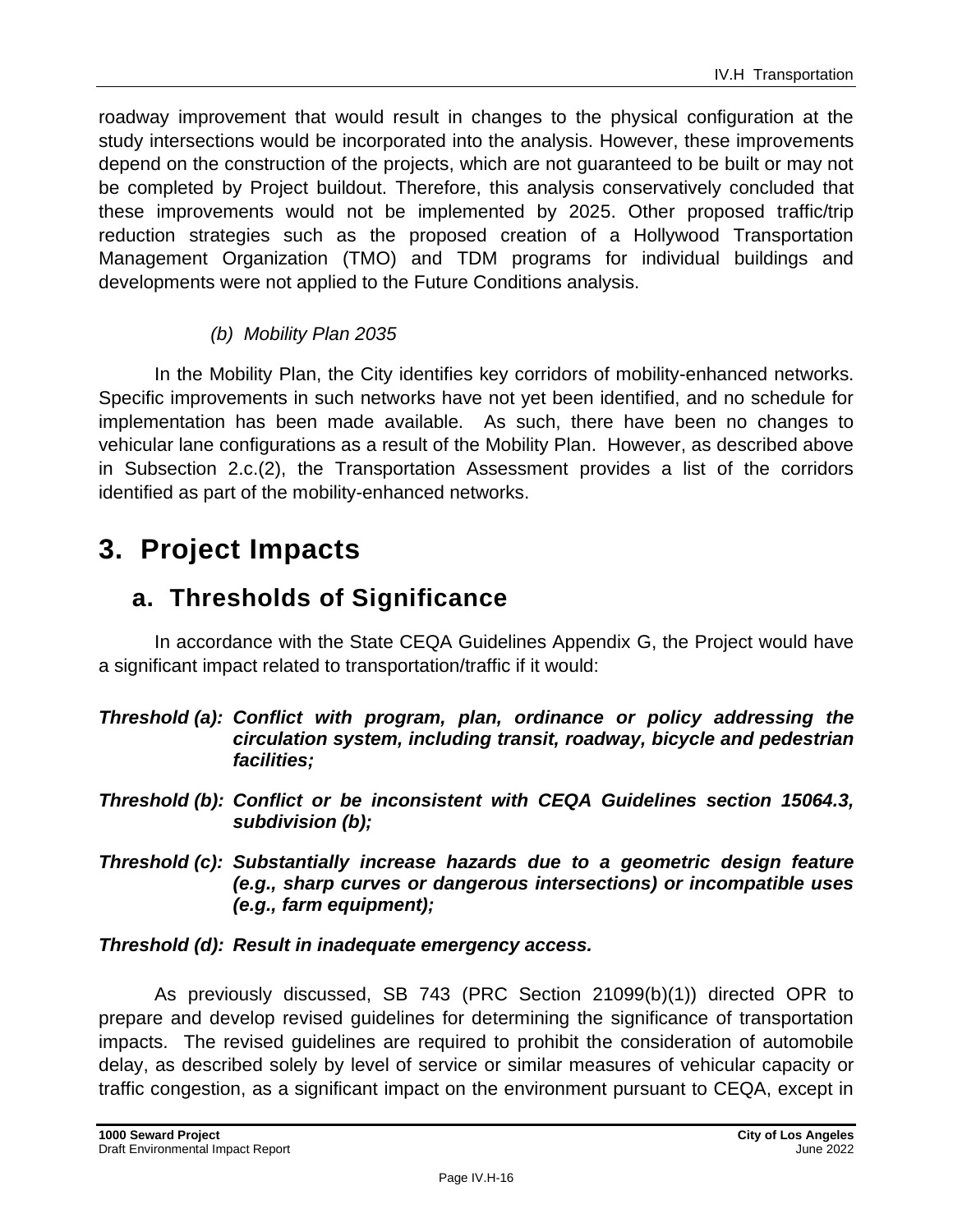roadway improvement that would result in changes to the physical configuration at the study intersections would be incorporated into the analysis. However, these improvements depend on the construction of the projects, which are not guaranteed to be built or may not be completed by Project buildout. Therefore, this analysis conservatively concluded that these improvements would not be implemented by 2025. Other proposed traffic/trip reduction strategies such as the proposed creation of a Hollywood Transportation Management Organization (TMO) and TDM programs for individual buildings and developments were not applied to the Future Conditions analysis.

*(b) Mobility Plan 2035*

In the Mobility Plan, the City identifies key corridors of mobility-enhanced networks. Specific improvements in such networks have not yet been identified, and no schedule for implementation has been made available. As such, there have been no changes to vehicular lane configurations as a result of the Mobility Plan. However, as described above in Subsection 2.c.(2), the Transportation Assessment provides a list of the corridors identified as part of the mobility-enhanced networks.

# 3. Project Impacts

## a. Thresholds of Significance

In accordance with the State CEQA Guidelines Appendix G, the Project would have a significant impact related to transportation/traffic if it would:

***Threshold (a): Conflict with program, plan, ordinance or policy addressing the circulation system, including transit, roadway, bicycle and pedestrian facilities;***

***Threshold (b): Conflict or be inconsistent with CEQA Guidelines section 15064.3, subdivision (b);***

***Threshold (c): Substantially increase hazards due to a geometric design feature (e.g., sharp curves or dangerous intersections) or incompatible uses (e.g., farm equipment);***

***Threshold (d): Result in inadequate emergency access.***

As previously discussed, SB 743 (PRC Section 21099(b)(1)) directed OPR to prepare and develop revised guidelines for determining the significance of transportation impacts. The revised guidelines are required to prohibit the consideration of automobile delay, as described solely by level of service or similar measures of vehicular capacity or traffic congestion, as a significant impact on the environment pursuant to CEQA, except in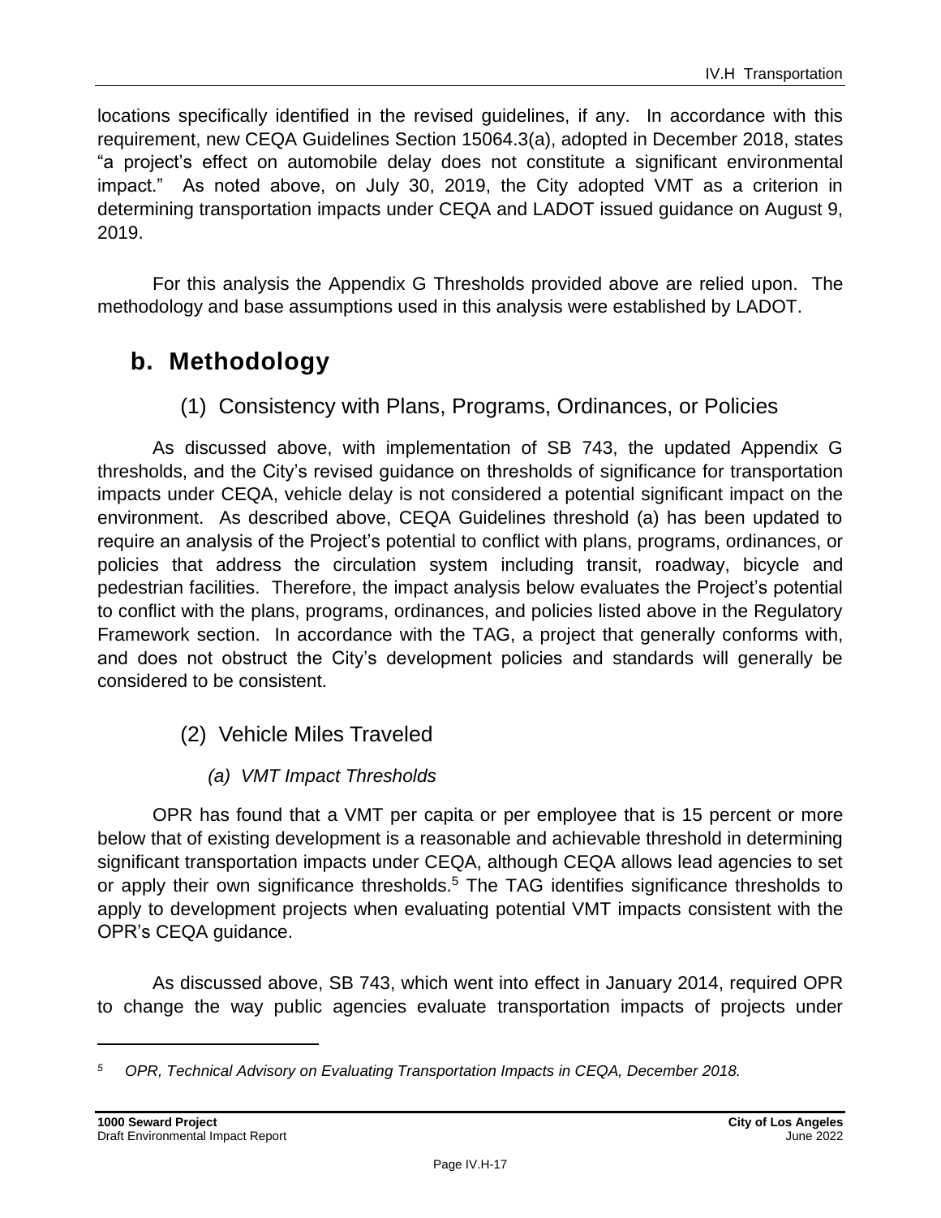locations specifically identified in the revised guidelines, if any. In accordance with this requirement, new CEQA Guidelines Section 15064.3(a), adopted in December 2018, states "a project's effect on automobile delay does not constitute a significant environmental impact." As noted above, on July 30, 2019, the City adopted VMT as a criterion in determining transportation impacts under CEQA and LADOT issued guidance on August 9, 2019.

For this analysis the Appendix G Thresholds provided above are relied upon. The methodology and base assumptions used in this analysis were established by LADOT.

## b. Methodology

### (1) Consistency with Plans, Programs, Ordinances, or Policies

As discussed above, with implementation of SB 743, the updated Appendix G thresholds, and the City's revised guidance on thresholds of significance for transportation impacts under CEQA, vehicle delay is not considered a potential significant impact on the environment. As described above, CEQA Guidelines threshold (a) has been updated to require an analysis of the Project's potential to conflict with plans, programs, ordinances, or policies that address the circulation system including transit, roadway, bicycle and pedestrian facilities. Therefore, the impact analysis below evaluates the Project's potential to conflict with the plans, programs, ordinances, and policies listed above in the Regulatory Framework section. In accordance with the TAG, a project that generally conforms with, and does not obstruct the City's development policies and standards will generally be considered to be consistent.

### (2) Vehicle Miles Traveled

#### *(a) VMT Impact Thresholds*

OPR has found that a VMT per capita or per employee that is 15 percent or more below that of existing development is a reasonable and achievable threshold in determining significant transportation impacts under CEQA, although CEQA allows lead agencies to set or apply their own significance thresholds.[5] The TAG identifies significance thresholds to apply to development projects when evaluating potential VMT impacts consistent with the OPR's CEQA guidance.

As discussed above, SB 743, which went into effect in January 2014, required OPR to change the way public agencies evaluate transportation impacts of projects under

[5] *OPR, Technical Advisory on Evaluating Transportation Impacts in CEQA, December 2018.*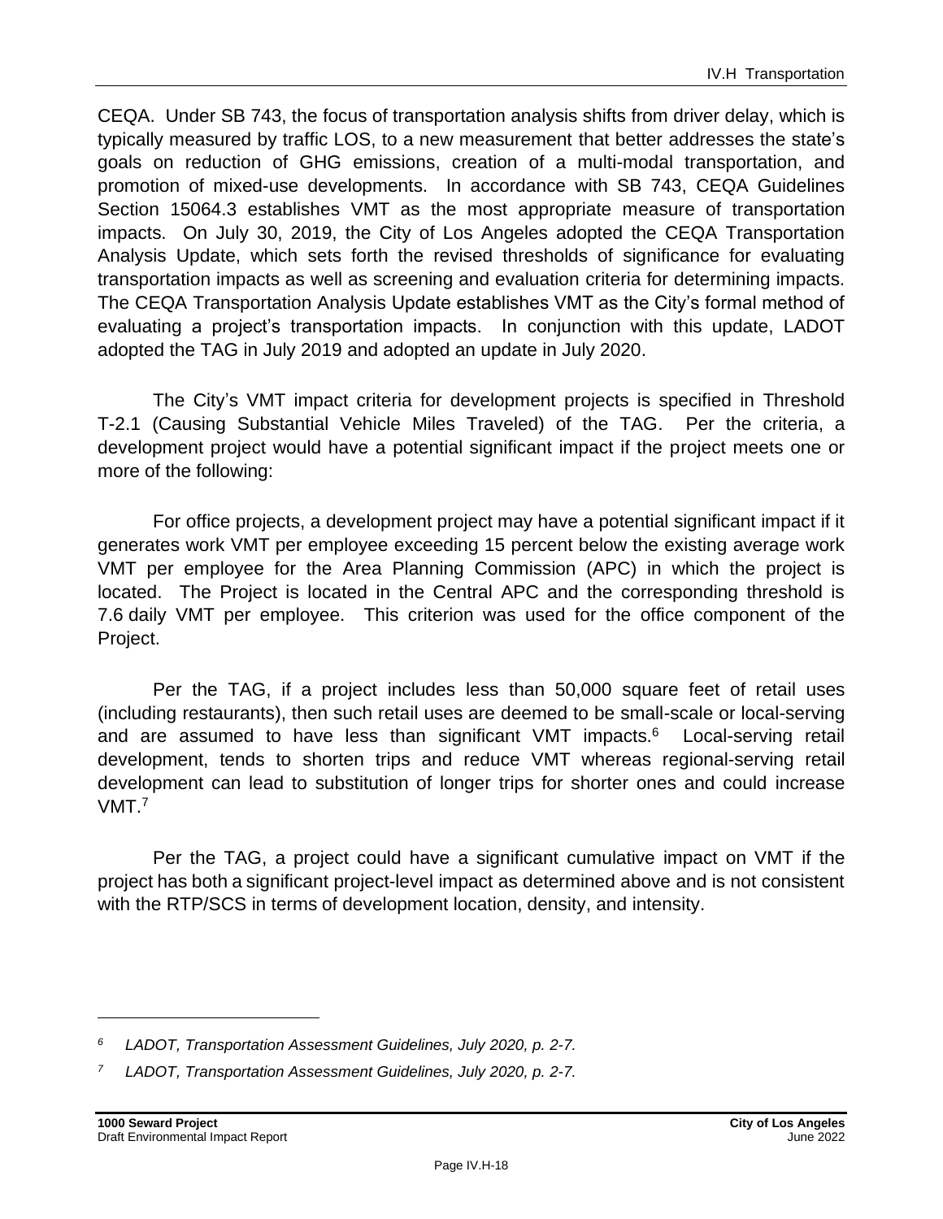CEQA. Under SB 743, the focus of transportation analysis shifts from driver delay, which is typically measured by traffic LOS, to a new measurement that better addresses the state's goals on reduction of GHG emissions, creation of a multi-modal transportation, and promotion of mixed-use developments. In accordance with SB 743, CEQA Guidelines Section 15064.3 establishes VMT as the most appropriate measure of transportation impacts. On July 30, 2019, the City of Los Angeles adopted the CEQA Transportation Analysis Update, which sets forth the revised thresholds of significance for evaluating transportation impacts as well as screening and evaluation criteria for determining impacts. The CEQA Transportation Analysis Update establishes VMT as the City's formal method of evaluating a project's transportation impacts. In conjunction with this update, LADOT adopted the TAG in July 2019 and adopted an update in July 2020.

The City's VMT impact criteria for development projects is specified in Threshold T-2.1 (Causing Substantial Vehicle Miles Traveled) of the TAG. Per the criteria, a development project would have a potential significant impact if the project meets one or more of the following:

For office projects, a development project may have a potential significant impact if it generates work VMT per employee exceeding 15 percent below the existing average work VMT per employee for the Area Planning Commission (APC) in which the project is located. The Project is located in the Central APC and the corresponding threshold is 7.6 daily VMT per employee. This criterion was used for the office component of the Project.

Per the TAG, if a project includes less than 50,000 square feet of retail uses (including restaurants), then such retail uses are deemed to be small-scale or local-serving and are assumed to have less than significant VMT impacts.[6] Local-serving retail development, tends to shorten trips and reduce VMT whereas regional-serving retail development can lead to substitution of longer trips for shorter ones and could increase VMT.[7]

Per the TAG, a project could have a significant cumulative impact on VMT if the project has both a significant project-level impact as determined above and is not consistent with the RTP/SCS in terms of development location, density, and intensity.

---

[6] *LADOT, Transportation Assessment Guidelines, July 2020, p. 2-7.*

[7] *LADOT, Transportation Assessment Guidelines, July 2020, p. 2-7.*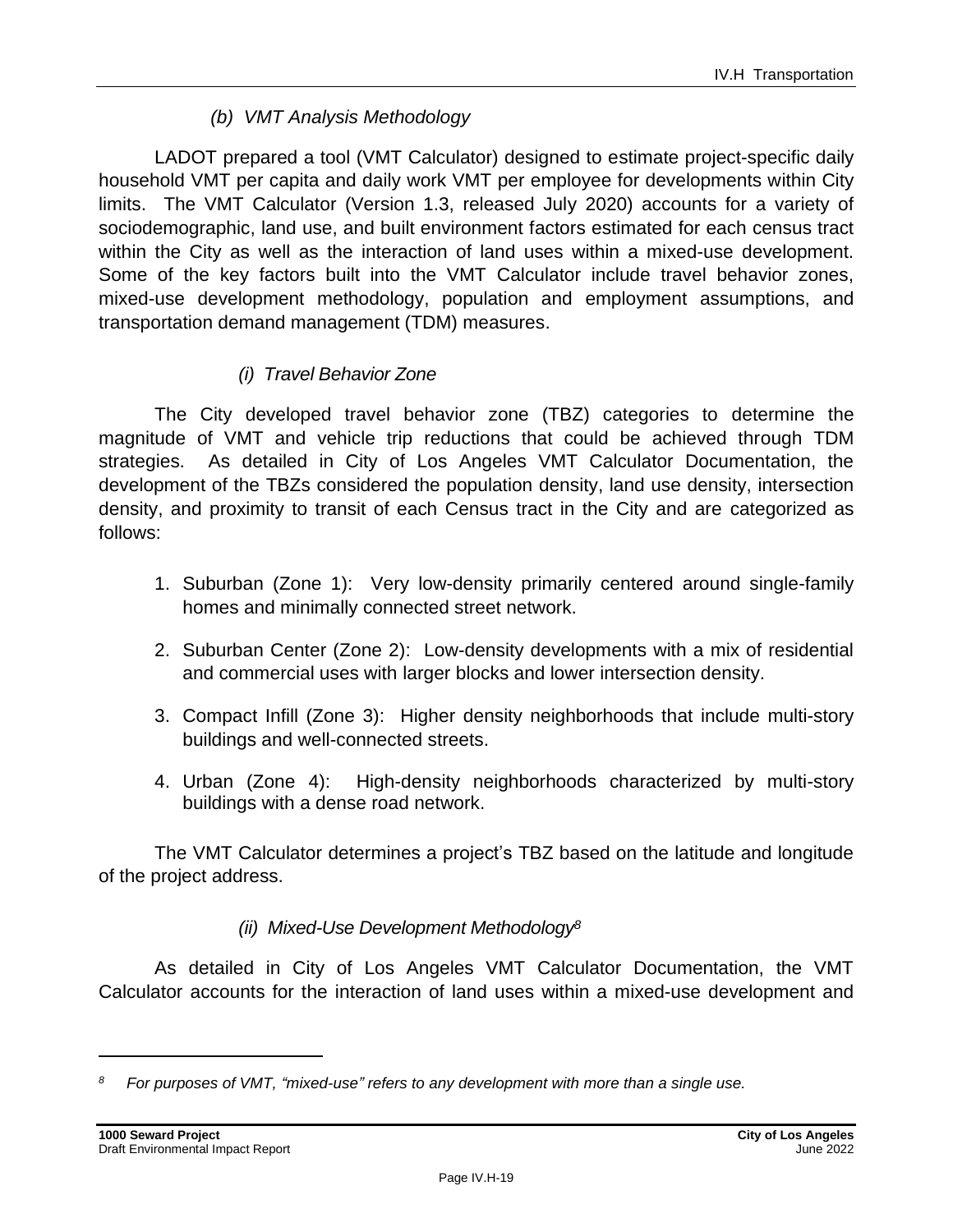#### *(b) VMT Analysis Methodology*

LADOT prepared a tool (VMT Calculator) designed to estimate project-specific daily household VMT per capita and daily work VMT per employee for developments within City limits. The VMT Calculator (Version 1.3, released July 2020) accounts for a variety of sociodemographic, land use, and built environment factors estimated for each census tract within the City as well as the interaction of land uses within a mixed-use development. Some of the key factors built into the VMT Calculator include travel behavior zones, mixed-use development methodology, population and employment assumptions, and transportation demand management (TDM) measures.

##### *(i) Travel Behavior Zone*

The City developed travel behavior zone (TBZ) categories to determine the magnitude of VMT and vehicle trip reductions that could be achieved through TDM strategies. As detailed in City of Los Angeles VMT Calculator Documentation, the development of the TBZs considered the population density, land use density, intersection density, and proximity to transit of each Census tract in the City and are categorized as follows:

1. Suburban (Zone 1): Very low-density primarily centered around single-family homes and minimally connected street network.
2. Suburban Center (Zone 2): Low-density developments with a mix of residential and commercial uses with larger blocks and lower intersection density.
3. Compact Infill (Zone 3): Higher density neighborhoods that include multi-story buildings and well-connected streets.
4. Urban (Zone 4): High-density neighborhoods characterized by multi-story buildings with a dense road network.

The VMT Calculator determines a project's TBZ based on the latitude and longitude of the project address.

##### *(ii) Mixed-Use Development Methodology*[8]

As detailed in City of Los Angeles VMT Calculator Documentation, the VMT Calculator accounts for the interaction of land uses within a mixed-use development and

---

[8] *For purposes of VMT, "mixed-use" refers to any development with more than a single use.*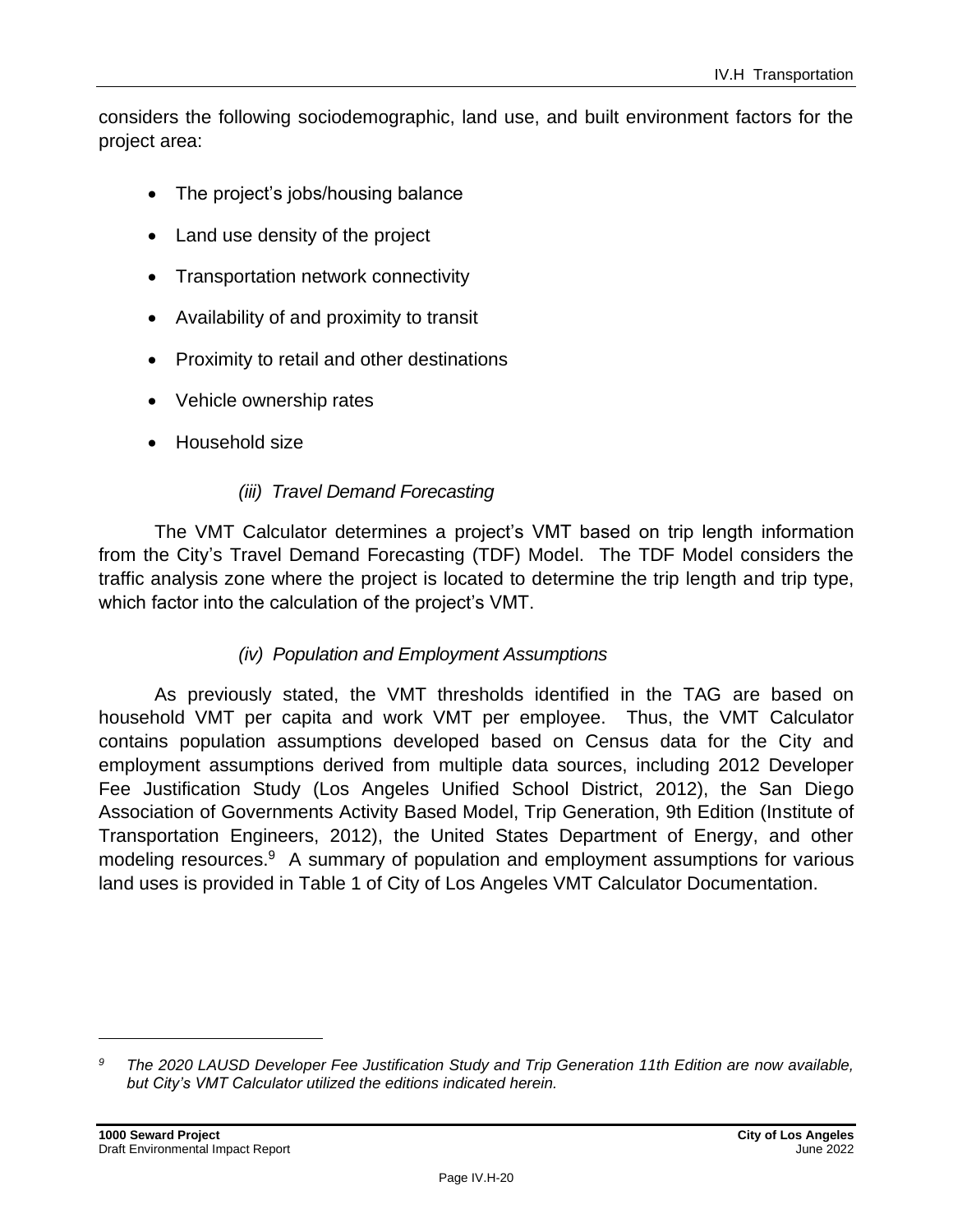considers the following sociodemographic, land use, and built environment factors for the project area:

- The project's jobs/housing balance
- Land use density of the project
- Transportation network connectivity
- Availability of and proximity to transit
- Proximity to retail and other destinations
- Vehicle ownership rates
- Household size

*(iii) Travel Demand Forecasting*

The VMT Calculator determines a project's VMT based on trip length information from the City's Travel Demand Forecasting (TDF) Model. The TDF Model considers the traffic analysis zone where the project is located to determine the trip length and trip type, which factor into the calculation of the project's VMT.

*(iv) Population and Employment Assumptions*

As previously stated, the VMT thresholds identified in the TAG are based on household VMT per capita and work VMT per employee. Thus, the VMT Calculator contains population assumptions developed based on Census data for the City and employment assumptions derived from multiple data sources, including 2012 Developer Fee Justification Study (Los Angeles Unified School District, 2012), the San Diego Association of Governments Activity Based Model, Trip Generation, 9th Edition (Institute of Transportation Engineers, 2012), the United States Department of Energy, and other modeling resources.[9] A summary of population and employment assumptions for various land uses is provided in Table 1 of City of Los Angeles VMT Calculator Documentation.

---

[9] *The 2020 LAUSD Developer Fee Justification Study and Trip Generation 11th Edition are now available, but City's VMT Calculator utilized the editions indicated herein.*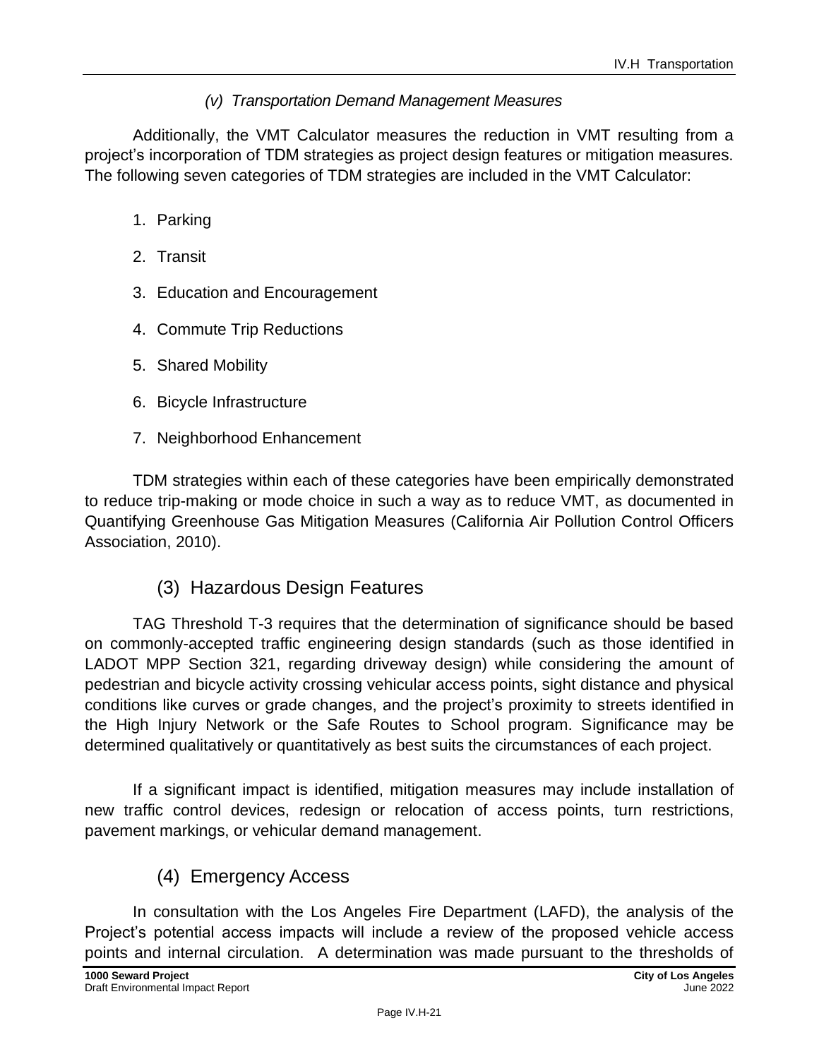#### *(v) Transportation Demand Management Measures*

Additionally, the VMT Calculator measures the reduction in VMT resulting from a project's incorporation of TDM strategies as project design features or mitigation measures. The following seven categories of TDM strategies are included in the VMT Calculator:

1. Parking
2. Transit
3. Education and Encouragement
4. Commute Trip Reductions
5. Shared Mobility
6. Bicycle Infrastructure
7. Neighborhood Enhancement

TDM strategies within each of these categories have been empirically demonstrated to reduce trip-making or mode choice in such a way as to reduce VMT, as documented in Quantifying Greenhouse Gas Mitigation Measures (California Air Pollution Control Officers Association, 2010).

### (3) Hazardous Design Features

TAG Threshold T-3 requires that the determination of significance should be based on commonly-accepted traffic engineering design standards (such as those identified in LADOT MPP Section 321, regarding driveway design) while considering the amount of pedestrian and bicycle activity crossing vehicular access points, sight distance and physical conditions like curves or grade changes, and the project's proximity to streets identified in the High Injury Network or the Safe Routes to School program. Significance may be determined qualitatively or quantitatively as best suits the circumstances of each project.

If a significant impact is identified, mitigation measures may include installation of new traffic control devices, redesign or relocation of access points, turn restrictions, pavement markings, or vehicular demand management.

### (4) Emergency Access

In consultation with the Los Angeles Fire Department (LAFD), the analysis of the Project's potential access impacts will include a review of the proposed vehicle access points and internal circulation. A determination was made pursuant to the thresholds of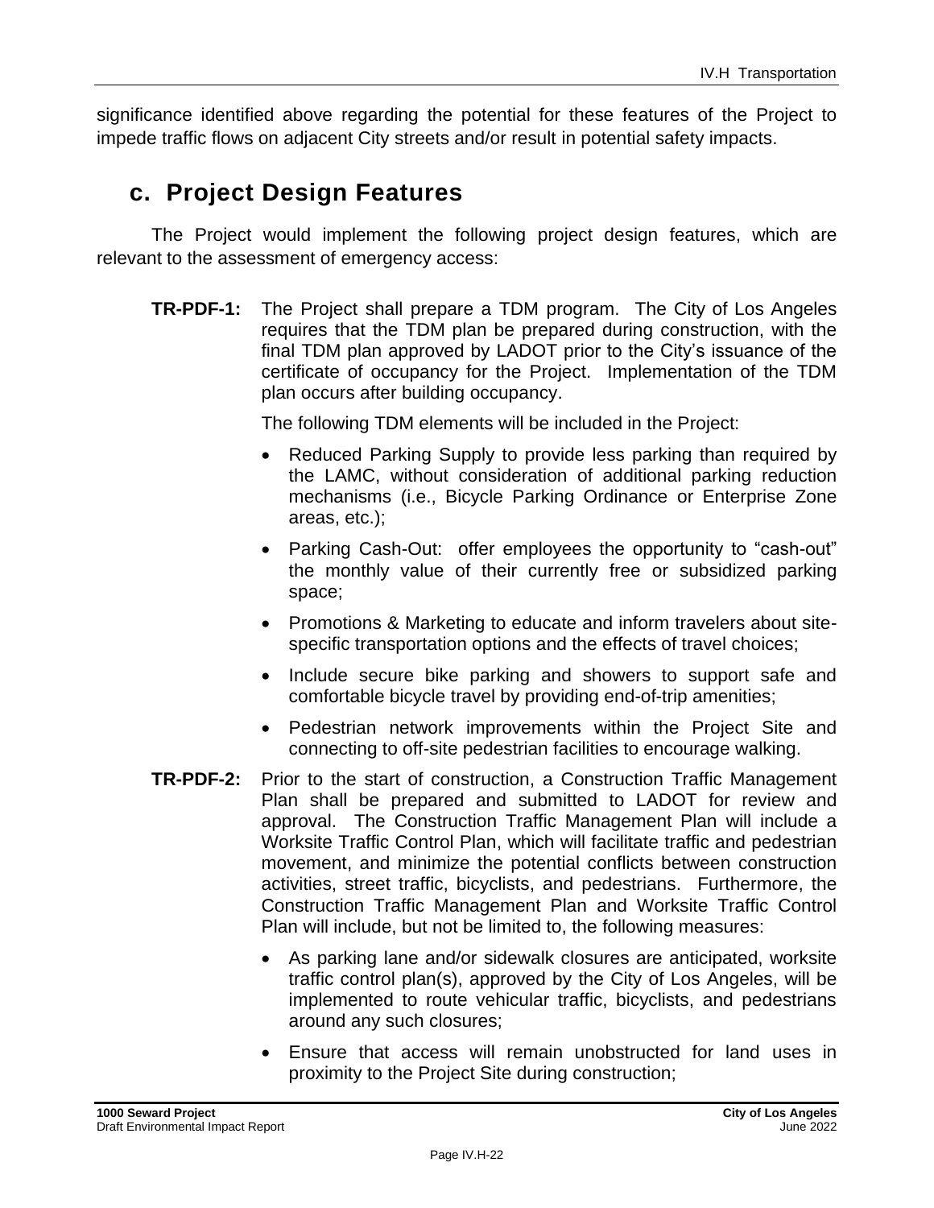significance identified above regarding the potential for these features of the Project to impede traffic flows on adjacent City streets and/or result in potential safety impacts.

## c. Project Design Features

The Project would implement the following project design features, which are relevant to the assessment of emergency access:

**TR-PDF-1:** The Project shall prepare a TDM program. The City of Los Angeles requires that the TDM plan be prepared during construction, with the final TDM plan approved by LADOT prior to the City's issuance of the certificate of occupancy for the Project. Implementation of the TDM plan occurs after building occupancy.

The following TDM elements will be included in the Project:

- Reduced Parking Supply to provide less parking than required by the LAMC, without consideration of additional parking reduction mechanisms (i.e., Bicycle Parking Ordinance or Enterprise Zone areas, etc.);
- Parking Cash-Out: offer employees the opportunity to "cash-out" the monthly value of their currently free or subsidized parking space;
- Promotions & Marketing to educate and inform travelers about site-specific transportation options and the effects of travel choices;
- Include secure bike parking and showers to support safe and comfortable bicycle travel by providing end-of-trip amenities;
- Pedestrian network improvements within the Project Site and connecting to off-site pedestrian facilities to encourage walking.

**TR-PDF-2:** Prior to the start of construction, a Construction Traffic Management Plan shall be prepared and submitted to LADOT for review and approval. The Construction Traffic Management Plan will include a Worksite Traffic Control Plan, which will facilitate traffic and pedestrian movement, and minimize the potential conflicts between construction activities, street traffic, bicyclists, and pedestrians. Furthermore, the Construction Traffic Management Plan and Worksite Traffic Control Plan will include, but not be limited to, the following measures:

- As parking lane and/or sidewalk closures are anticipated, worksite traffic control plan(s), approved by the City of Los Angeles, will be implemented to route vehicular traffic, bicyclists, and pedestrians around any such closures;
- Ensure that access will remain unobstructed for land uses in proximity to the Project Site during construction;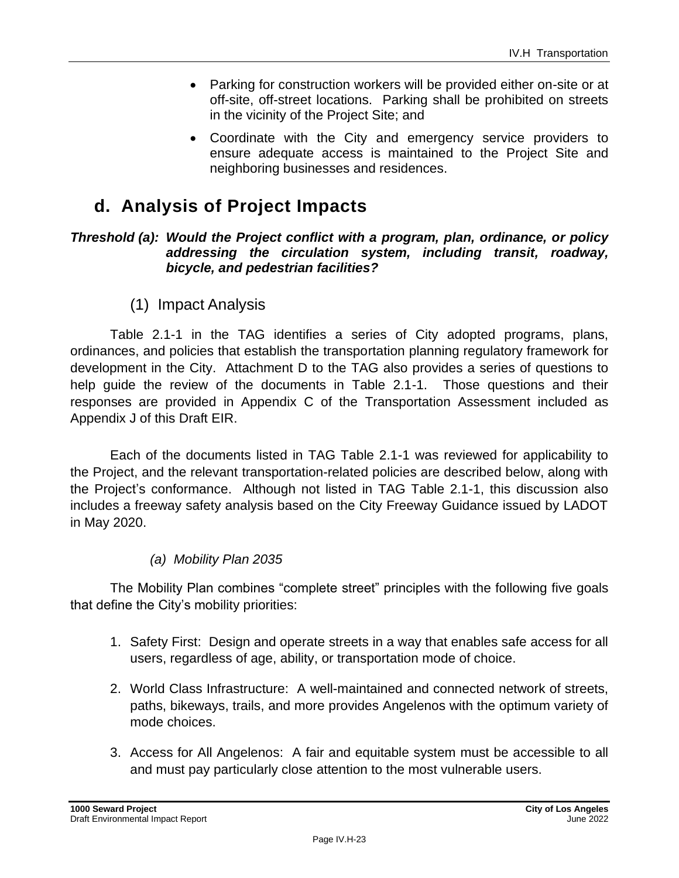- Parking for construction workers will be provided either on-site or at off-site, off-street locations. Parking shall be prohibited on streets in the vicinity of the Project Site; and
- Coordinate with the City and emergency service providers to ensure adequate access is maintained to the Project Site and neighboring businesses and residences.

## d. Analysis of Project Impacts

***Threshold (a): Would the Project conflict with a program, plan, ordinance, or policy addressing the circulation system, including transit, roadway, bicycle, and pedestrian facilities?***

### (1) Impact Analysis

Table 2.1-1 in the TAG identifies a series of City adopted programs, plans, ordinances, and policies that establish the transportation planning regulatory framework for development in the City. Attachment D to the TAG also provides a series of questions to help guide the review of the documents in Table 2.1-1. Those questions and their responses are provided in Appendix C of the Transportation Assessment included as Appendix J of this Draft EIR.

Each of the documents listed in TAG Table 2.1-1 was reviewed for applicability to the Project, and the relevant transportation-related policies are described below, along with the Project's conformance. Although not listed in TAG Table 2.1-1, this discussion also includes a freeway safety analysis based on the City Freeway Guidance issued by LADOT in May 2020.

#### *(a) Mobility Plan 2035*

The Mobility Plan combines "complete street" principles with the following five goals that define the City's mobility priorities:

1. Safety First: Design and operate streets in a way that enables safe access for all users, regardless of age, ability, or transportation mode of choice.
2. World Class Infrastructure: A well-maintained and connected network of streets, paths, bikeways, trails, and more provides Angelenos with the optimum variety of mode choices.
3. Access for All Angelenos: A fair and equitable system must be accessible to all and must pay particularly close attention to the most vulnerable users.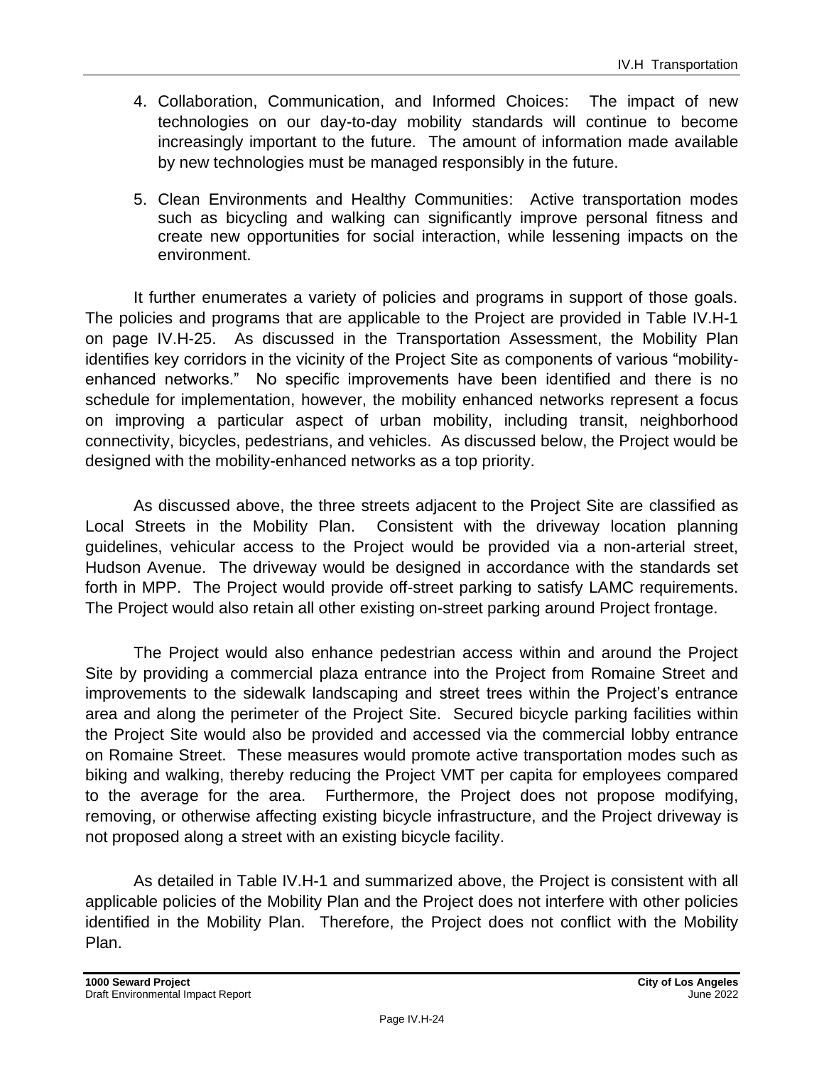4. Collaboration, Communication, and Informed Choices: The impact of new technologies on our day-to-day mobility standards will continue to become increasingly important to the future. The amount of information made available by new technologies must be managed responsibly in the future.

5. Clean Environments and Healthy Communities: Active transportation modes such as bicycling and walking can significantly improve personal fitness and create new opportunities for social interaction, while lessening impacts on the environment.

It further enumerates a variety of policies and programs in support of those goals. The policies and programs that are applicable to the Project are provided in Table IV.H-1 on page IV.H-25. As discussed in the Transportation Assessment, the Mobility Plan identifies key corridors in the vicinity of the Project Site as components of various "mobility-enhanced networks." No specific improvements have been identified and there is no schedule for implementation, however, the mobility enhanced networks represent a focus on improving a particular aspect of urban mobility, including transit, neighborhood connectivity, bicycles, pedestrians, and vehicles. As discussed below, the Project would be designed with the mobility-enhanced networks as a top priority.

As discussed above, the three streets adjacent to the Project Site are classified as Local Streets in the Mobility Plan. Consistent with the driveway location planning guidelines, vehicular access to the Project would be provided via a non-arterial street, Hudson Avenue. The driveway would be designed in accordance with the standards set forth in MPP. The Project would provide off-street parking to satisfy LAMC requirements. The Project would also retain all other existing on-street parking around Project frontage.

The Project would also enhance pedestrian access within and around the Project Site by providing a commercial plaza entrance into the Project from Romaine Street and improvements to the sidewalk landscaping and street trees within the Project's entrance area and along the perimeter of the Project Site. Secured bicycle parking facilities within the Project Site would also be provided and accessed via the commercial lobby entrance on Romaine Street. These measures would promote active transportation modes such as biking and walking, thereby reducing the Project VMT per capita for employees compared to the average for the area. Furthermore, the Project does not propose modifying, removing, or otherwise affecting existing bicycle infrastructure, and the Project driveway is not proposed along a street with an existing bicycle facility.

As detailed in Table IV.H-1 and summarized above, the Project is consistent with all applicable policies of the Mobility Plan and the Project does not interfere with other policies identified in the Mobility Plan. Therefore, the Project does not conflict with the Mobility Plan.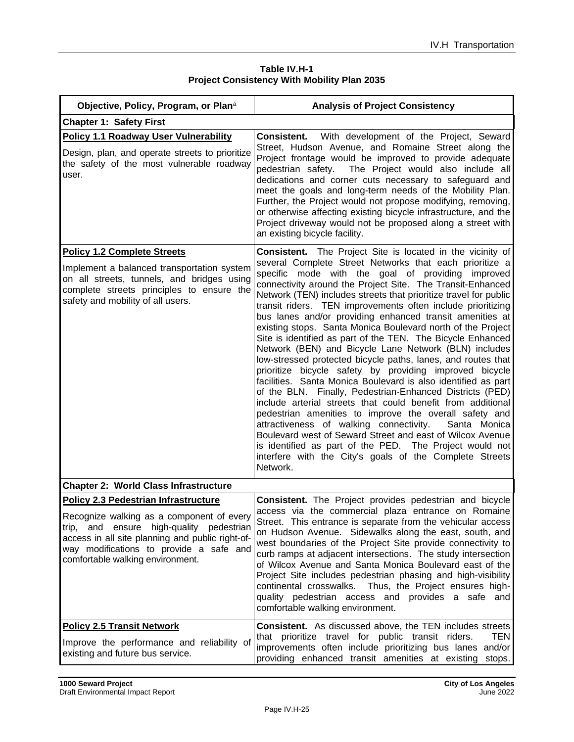**Table IV.H-1**
**Project Consistency With Mobility Plan 2035**

| Objective, Policy, Program, or Plan[a] | Analysis of Project Consistency |
|---|---|
| **Chapter 1: Safety First** | |
| **Policy 1.1 Roadway User Vulnerability**<br><br>Design, plan, and operate streets to prioritize the safety of the most vulnerable roadway user. | **Consistent.** With development of the Project, Seward Street, Hudson Avenue, and Romaine Street along the Project frontage would be improved to provide adequate pedestrian safety. The Project would also include all dedications and corner cuts necessary to safeguard and meet the goals and long-term needs of the Mobility Plan. Further, the Project would not propose modifying, removing, or otherwise affecting existing bicycle infrastructure, and the Project driveway would not be proposed along a street with an existing bicycle facility. |
| **Policy 1.2 Complete Streets**<br><br>Implement a balanced transportation system on all streets, tunnels, and bridges using complete streets principles to ensure the safety and mobility of all users. | **Consistent.** The Project Site is located in the vicinity of several Complete Street Networks that each prioritize a specific mode with the goal of providing improved connectivity around the Project Site. The Transit-Enhanced Network (TEN) includes streets that prioritize travel for public transit riders. TEN improvements often include prioritizing bus lanes and/or providing enhanced transit amenities at existing stops. Santa Monica Boulevard north of the Project Site is identified as part of the TEN. The Bicycle Enhanced Network (BEN) and Bicycle Lane Network (BLN) includes low-stressed protected bicycle paths, lanes, and routes that prioritize bicycle safety by providing improved bicycle facilities. Santa Monica Boulevard is also identified as part of the BLN. Finally, Pedestrian-Enhanced Districts (PED) include arterial streets that could benefit from additional pedestrian amenities to improve the overall safety and attractiveness of walking connectivity. Santa Monica Boulevard west of Seward Street and east of Wilcox Avenue is identified as part of the PED. The Project would not interfere with the City's goals of the Complete Streets Network. |
| **Chapter 2: World Class Infrastructure** | |
| **Policy 2.3 Pedestrian Infrastructure**<br><br>Recognize walking as a component of every trip, and ensure high-quality pedestrian access in all site planning and public right-of-way modifications to provide a safe and comfortable walking environment. | **Consistent.** The Project provides pedestrian and bicycle access via the commercial plaza entrance on Romaine Street. This entrance is separate from the vehicular access on Hudson Avenue. Sidewalks along the east, south, and west boundaries of the Project Site provide connectivity to curb ramps at adjacent intersections. The study intersection of Wilcox Avenue and Santa Monica Boulevard east of the Project Site includes pedestrian phasing and high-visibility continental crosswalks. Thus, the Project ensures high-quality pedestrian access and provides a safe and comfortable walking environment. |
| **Policy 2.5 Transit Network**<br><br>Improve the performance and reliability of existing and future bus service. | **Consistent.** As discussed above, the TEN includes streets that prioritize travel for public transit riders. TEN improvements often include prioritizing bus lanes and/or providing enhanced transit amenities at existing stops. |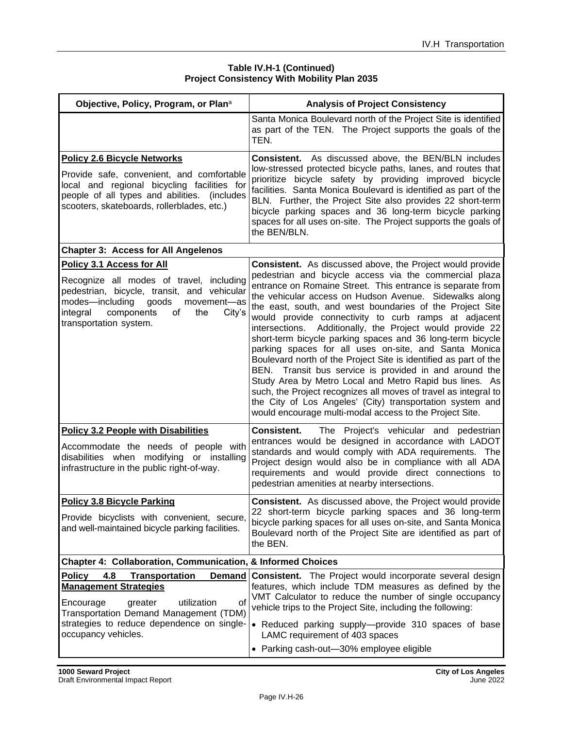**Table IV.H-1 (Continued)**
**Project Consistency With Mobility Plan 2035**

| Objective, Policy, Program, or Plan[a] | Analysis of Project Consistency |
|---|---|
| | Santa Monica Boulevard north of the Project Site is identified as part of the TEN. The Project supports the goals of the TEN. |
| **Policy 2.6 Bicycle Networks**<br><br>Provide safe, convenient, and comfortable local and regional bicycling facilities for people of all types and abilities. (includes scooters, skateboards, rollerblades, etc.) | **Consistent.** As discussed above, the BEN/BLN includes low-stressed protected bicycle paths, lanes, and routes that prioritize bicycle safety by providing improved bicycle facilities. Santa Monica Boulevard is identified as part of the BLN. Further, the Project Site also provides 22 short-term bicycle parking spaces and 36 long-term bicycle parking spaces for all uses on-site. The Project supports the goals of the BEN/BLN. |
| **Chapter 3: Access for All Angelenos** | |
| **Policy 3.1 Access for All**<br><br>Recognize all modes of travel, including pedestrian, bicycle, transit, and vehicular modes—including goods movement—as integral components of the City's transportation system. | **Consistent.** As discussed above, the Project would provide pedestrian and bicycle access via the commercial plaza entrance on Romaine Street. This entrance is separate from the vehicular access on Hudson Avenue. Sidewalks along the east, south, and west boundaries of the Project Site would provide connectivity to curb ramps at adjacent intersections. Additionally, the Project would provide 22 short-term bicycle parking spaces and 36 long-term bicycle parking spaces for all uses on-site, and Santa Monica Boulevard north of the Project Site is identified as part of the BEN. Transit bus service is provided in and around the Study Area by Metro Local and Metro Rapid bus lines. As such, the Project recognizes all moves of travel as integral to the City of Los Angeles' (City) transportation system and would encourage multi-modal access to the Project Site. |
| **Policy 3.2 People with Disabilities**<br><br>Accommodate the needs of people with disabilities when modifying or installing infrastructure in the public right-of-way. | **Consistent.** The Project's vehicular and pedestrian entrances would be designed in accordance with LADOT standards and would comply with ADA requirements. The Project design would also be in compliance with all ADA requirements and would provide direct connections to pedestrian amenities at nearby intersections. |
| **Policy 3.8 Bicycle Parking**<br><br>Provide bicyclists with convenient, secure, and well-maintained bicycle parking facilities. | **Consistent.** As discussed above, the Project would provide 22 short-term bicycle parking spaces and 36 long-term bicycle parking spaces for all uses on-site, and Santa Monica Boulevard north of the Project Site are identified as part of the BEN. |
| **Chapter 4: Collaboration, Communication, & Informed Choices** | |
| **Policy 4.8 Transportation Demand Management Strategies**<br><br>Encourage greater utilization of Transportation Demand Management (TDM) strategies to reduce dependence on single-occupancy vehicles. | **Consistent.** The Project would incorporate several design features, which include TDM measures as defined by the VMT Calculator to reduce the number of single occupancy vehicle trips to the Project Site, including the following:<br><br>• Reduced parking supply—provide 310 spaces of base LAMC requirement of 403 spaces<br>• Parking cash-out—30% employee eligible |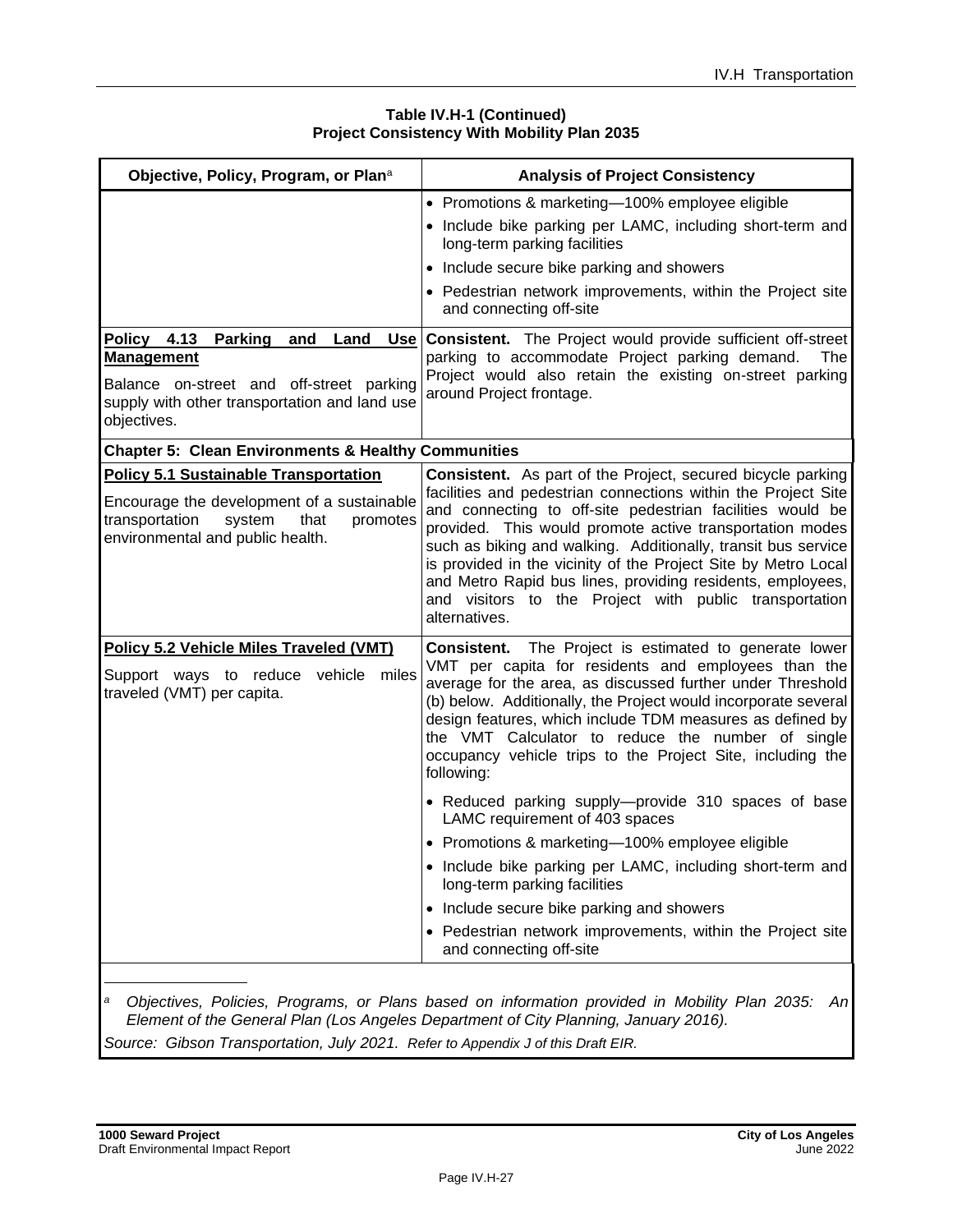**Table IV.H-1 (Continued)**
**Project Consistency With Mobility Plan 2035**

| Objective, Policy, Program, or Plan[a] | Analysis of Project Consistency |
| --- | --- |
| | • Promotions & marketing—100% employee eligible<br>• Include bike parking per LAMC, including short-term and long-term parking facilities<br>• Include secure bike parking and showers<br>• Pedestrian network improvements, within the Project site and connecting off-site |
| **Policy 4.13 Parking and Land Use Management**<br>Balance on-street and off-street parking supply with other transportation and land use objectives. | **Consistent.** The Project would provide sufficient off-street parking to accommodate Project parking demand. The Project would also retain the existing on-street parking around Project frontage. |
| **Chapter 5: Clean Environments & Healthy Communities** | |
| **Policy 5.1 Sustainable Transportation**<br>Encourage the development of a sustainable transportation system that promotes environmental and public health. | **Consistent.** As part of the Project, secured bicycle parking facilities and pedestrian connections within the Project Site and connecting to off-site pedestrian facilities would be provided. This would promote active transportation modes such as biking and walking. Additionally, transit bus service is provided in the vicinity of the Project Site by Metro Local and Metro Rapid bus lines, providing residents, employees, and visitors to the Project with public transportation alternatives. |
| **Policy 5.2 Vehicle Miles Traveled (VMT)**<br>Support ways to reduce vehicle miles traveled (VMT) per capita. | **Consistent.** The Project is estimated to generate lower VMT per capita for residents and employees than the average for the area, as discussed further under Threshold (b) below. Additionally, the Project would incorporate several design features, which include TDM measures as defined by the VMT Calculator to reduce the number of single occupancy vehicle trips to the Project Site, including the following:<br>• Reduced parking supply—provide 310 spaces of base LAMC requirement of 403 spaces<br>• Promotions & marketing—100% employee eligible<br>• Include bike parking per LAMC, including short-term and long-term parking facilities<br>• Include secure bike parking and showers<br>• Pedestrian network improvements, within the Project site and connecting off-site |

[a] *Objectives, Policies, Programs, or Plans based on information provided in Mobility Plan 2035: An Element of the General Plan (Los Angeles Department of City Planning, January 2016).*

*Source: Gibson Transportation, July 2021. Refer to Appendix J of this Draft EIR.*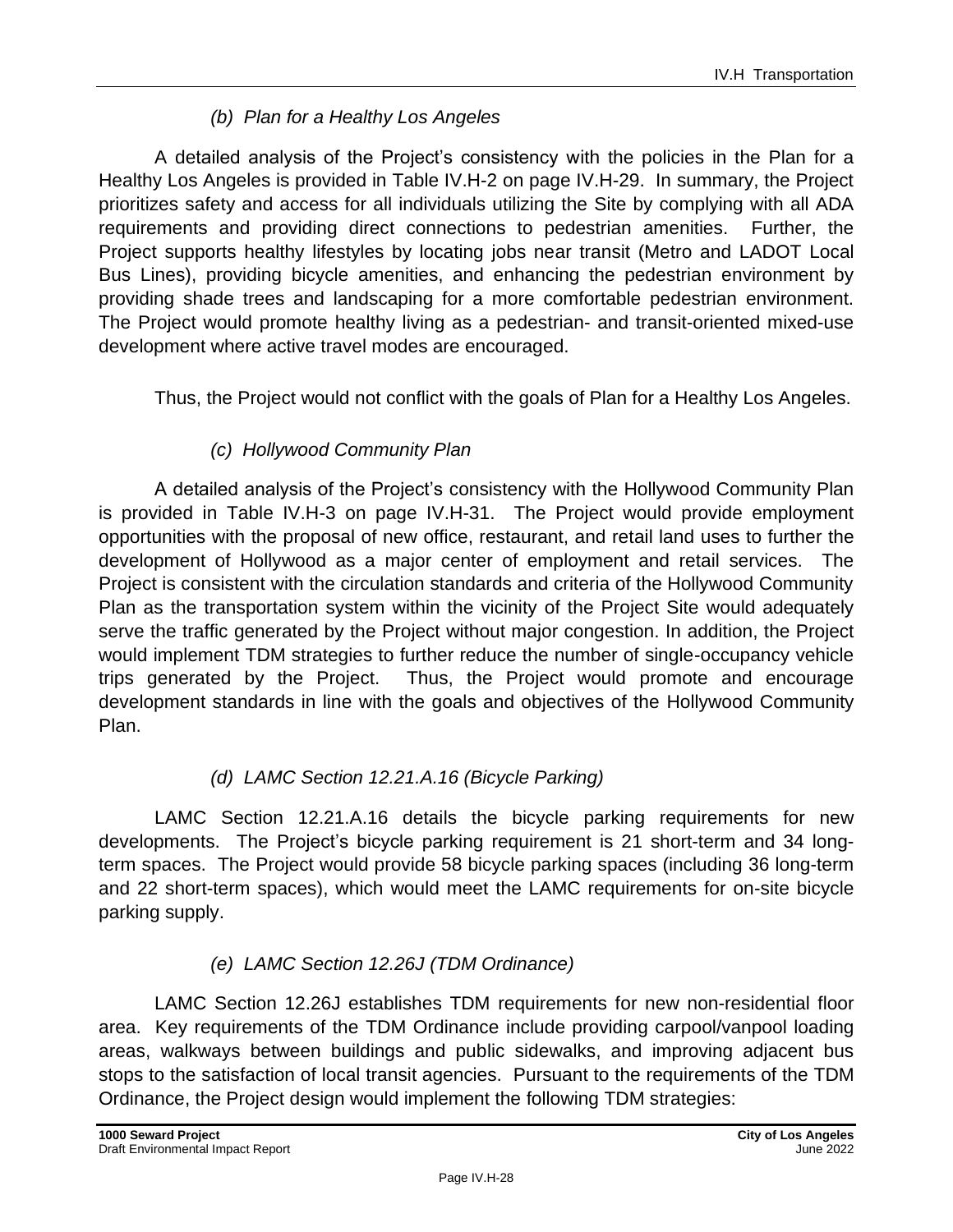#### *(b) Plan for a Healthy Los Angeles*

A detailed analysis of the Project's consistency with the policies in the Plan for a Healthy Los Angeles is provided in Table IV.H-2 on page IV.H-29. In summary, the Project prioritizes safety and access for all individuals utilizing the Site by complying with all ADA requirements and providing direct connections to pedestrian amenities. Further, the Project supports healthy lifestyles by locating jobs near transit (Metro and LADOT Local Bus Lines), providing bicycle amenities, and enhancing the pedestrian environment by providing shade trees and landscaping for a more comfortable pedestrian environment. The Project would promote healthy living as a pedestrian- and transit-oriented mixed-use development where active travel modes are encouraged.

Thus, the Project would not conflict with the goals of Plan for a Healthy Los Angeles.

#### *(c) Hollywood Community Plan*

A detailed analysis of the Project's consistency with the Hollywood Community Plan is provided in Table IV.H-3 on page IV.H-31. The Project would provide employment opportunities with the proposal of new office, restaurant, and retail land uses to further the development of Hollywood as a major center of employment and retail services. The Project is consistent with the circulation standards and criteria of the Hollywood Community Plan as the transportation system within the vicinity of the Project Site would adequately serve the traffic generated by the Project without major congestion. In addition, the Project would implement TDM strategies to further reduce the number of single-occupancy vehicle trips generated by the Project. Thus, the Project would promote and encourage development standards in line with the goals and objectives of the Hollywood Community Plan.

#### *(d) LAMC Section 12.21.A.16 (Bicycle Parking)*

LAMC Section 12.21.A.16 details the bicycle parking requirements for new developments. The Project's bicycle parking requirement is 21 short-term and 34 long-term spaces. The Project would provide 58 bicycle parking spaces (including 36 long-term and 22 short-term spaces), which would meet the LAMC requirements for on-site bicycle parking supply.

#### *(e) LAMC Section 12.26J (TDM Ordinance)*

LAMC Section 12.26J establishes TDM requirements for new non-residential floor area. Key requirements of the TDM Ordinance include providing carpool/vanpool loading areas, walkways between buildings and public sidewalks, and improving adjacent bus stops to the satisfaction of local transit agencies. Pursuant to the requirements of the TDM Ordinance, the Project design would implement the following TDM strategies: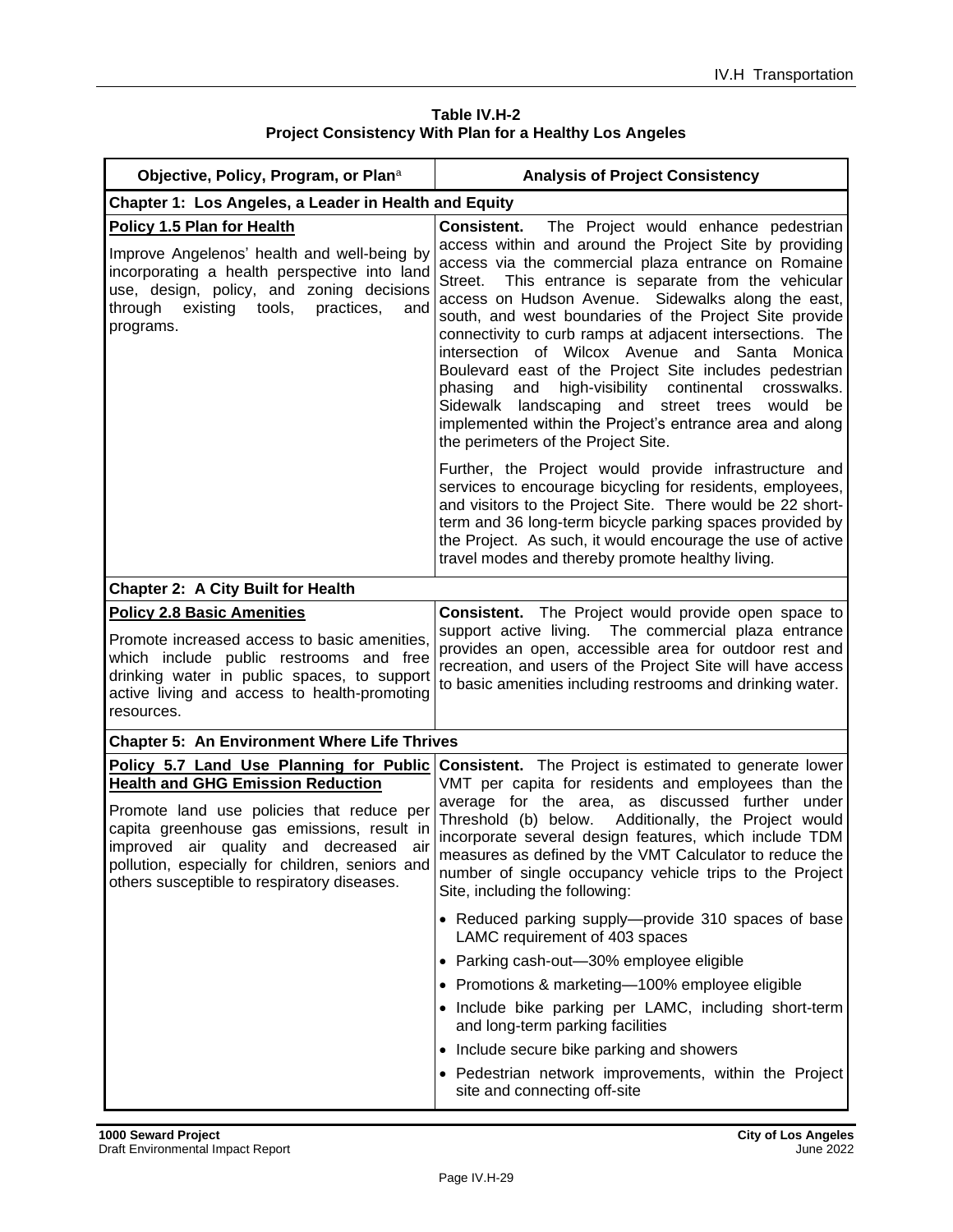**Table IV.H-2**
**Project Consistency With Plan for a Healthy Los Angeles**

| Objective, Policy, Program, or Plan[a] | Analysis of Project Consistency |
|---|---|
| **Chapter 1: Los Angeles, a Leader in Health and Equity** | |
| **Policy 1.5 Plan for Health**<br><br>Improve Angelenos' health and well-being by incorporating a health perspective into land use, design, policy, and zoning decisions through existing tools, practices, and programs. | **Consistent.** The Project would enhance pedestrian access within and around the Project Site by providing access via the commercial plaza entrance on Romaine Street. This entrance is separate from the vehicular access on Hudson Avenue. Sidewalks along the east, south, and west boundaries of the Project Site provide connectivity to curb ramps at adjacent intersections. The intersection of Wilcox Avenue and Santa Monica Boulevard east of the Project Site includes pedestrian phasing and high-visibility continental crosswalks. Sidewalk landscaping and street trees would be implemented within the Project's entrance area and along the perimeters of the Project Site.<br><br>Further, the Project would provide infrastructure and services to encourage bicycling for residents, employees, and visitors to the Project Site. There would be 22 short-term and 36 long-term bicycle parking spaces provided by the Project. As such, it would encourage the use of active travel modes and thereby promote healthy living. |
| **Chapter 2: A City Built for Health** | |
| **Policy 2.8 Basic Amenities**<br><br>Promote increased access to basic amenities, which include public restrooms and free drinking water in public spaces, to support active living and access to health-promoting resources. | **Consistent.** The Project would provide open space to support active living. The commercial plaza entrance provides an open, accessible area for outdoor rest and recreation, and users of the Project Site will have access to basic amenities including restrooms and drinking water. |
| **Chapter 5: An Environment Where Life Thrives** | |
| **Policy 5.7 Land Use Planning for Public Health and GHG Emission Reduction**<br><br>Promote land use policies that reduce per capita greenhouse gas emissions, result in improved air quality and decreased air pollution, especially for children, seniors and others susceptible to respiratory diseases. | **Consistent.** The Project is estimated to generate lower VMT per capita for residents and employees than the average for the area, as discussed further under Threshold (b) below. Additionally, the Project would incorporate several design features, which include TDM measures as defined by the VMT Calculator to reduce the number of single occupancy vehicle trips to the Project Site, including the following:<br><br>• Reduced parking supply—provide 310 spaces of base LAMC requirement of 403 spaces<br>• Parking cash-out—30% employee eligible<br>• Promotions & marketing—100% employee eligible<br>• Include bike parking per LAMC, including short-term and long-term parking facilities<br>• Include secure bike parking and showers<br>• Pedestrian network improvements, within the Project site and connecting off-site |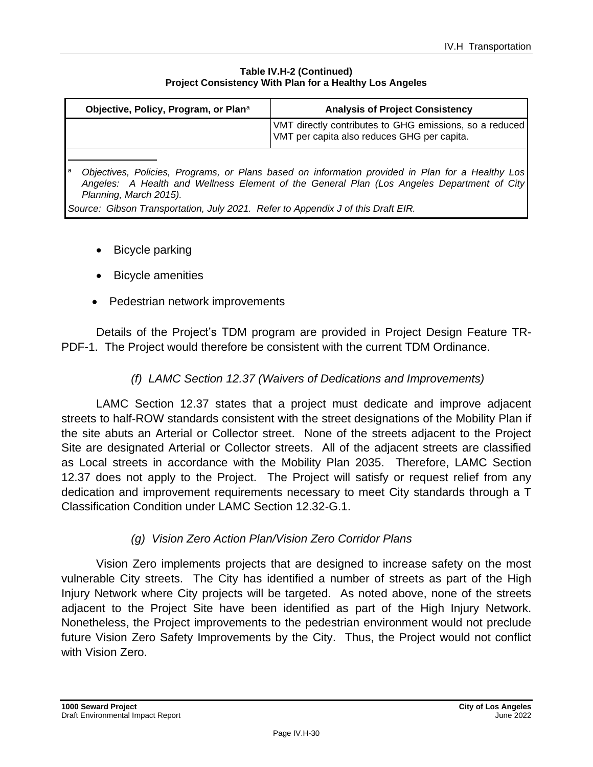**Table IV.H-2 (Continued)**
**Project Consistency With Plan for a Healthy Los Angeles**

| Objective, Policy, Program, or Plan[a] | Analysis of Project Consistency |
| --- | --- |
| | VMT directly contributes to GHG emissions, so a reduced VMT per capita also reduces GHG per capita. |

[a] *Objectives, Policies, Programs, or Plans based on information provided in Plan for a Healthy Los Angeles: A Health and Wellness Element of the General Plan (Los Angeles Department of City Planning, March 2015).*

*Source: Gibson Transportation, July 2021. Refer to Appendix J of this Draft EIR.*

- Bicycle parking
- Bicycle amenities
- Pedestrian network improvements

Details of the Project's TDM program are provided in Project Design Feature TR-PDF-1. The Project would therefore be consistent with the current TDM Ordinance.

#### *(f) LAMC Section 12.37 (Waivers of Dedications and Improvements)*

LAMC Section 12.37 states that a project must dedicate and improve adjacent streets to half-ROW standards consistent with the street designations of the Mobility Plan if the site abuts an Arterial or Collector street. None of the streets adjacent to the Project Site are designated Arterial or Collector streets. All of the adjacent streets are classified as Local streets in accordance with the Mobility Plan 2035. Therefore, LAMC Section 12.37 does not apply to the Project. The Project will satisfy or request relief from any dedication and improvement requirements necessary to meet City standards through a T Classification Condition under LAMC Section 12.32-G.1.

#### *(g) Vision Zero Action Plan/Vision Zero Corridor Plans*

Vision Zero implements projects that are designed to increase safety on the most vulnerable City streets. The City has identified a number of streets as part of the High Injury Network where City projects will be targeted. As noted above, none of the streets adjacent to the Project Site have been identified as part of the High Injury Network. Nonetheless, the Project improvements to the pedestrian environment would not preclude future Vision Zero Safety Improvements by the City. Thus, the Project would not conflict with Vision Zero.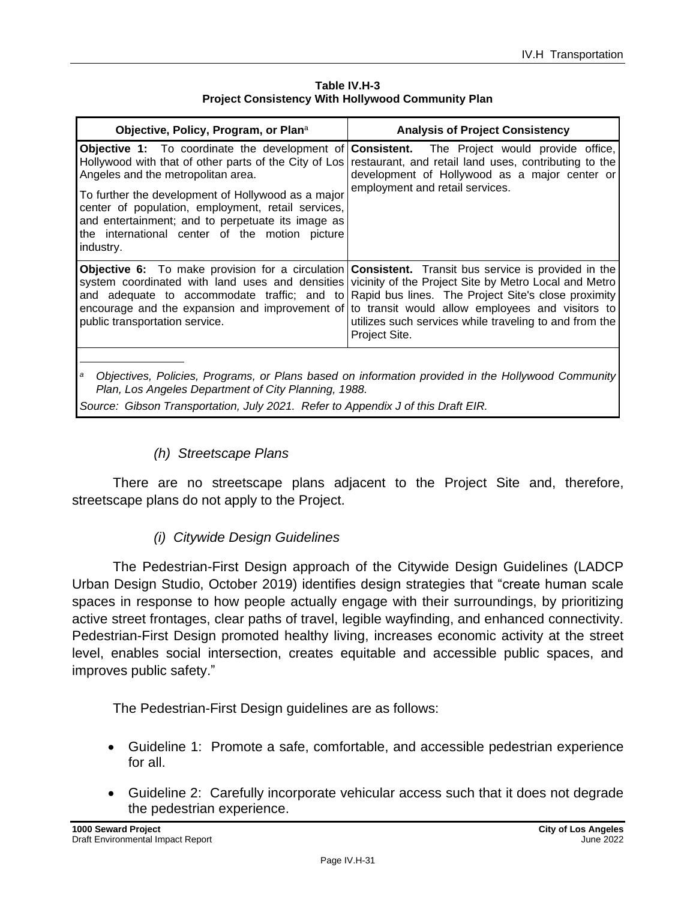**Table IV.H-3**
**Project Consistency With Hollywood Community Plan**

| Objective, Policy, Program, or Plan[a] | Analysis of Project Consistency |
|---|---|
| **Objective 1:** To coordinate the development of Hollywood with that of other parts of the City of Los Angeles and the metropolitan area.<br><br>To further the development of Hollywood as a major center of population, employment, retail services, and entertainment; and to perpetuate its image as the international center of the motion picture industry. | **Consistent.** The Project would provide office, restaurant, and retail land uses, contributing to the development of Hollywood as a major center or employment and retail services. |
| **Objective 6:** To make provision for a circulation system coordinated with land uses and densities and adequate to accommodate traffic; and to encourage and the expansion and improvement of public transportation service. | **Consistent.** Transit bus service is provided in the vicinity of the Project Site by Metro Local and Metro Rapid bus lines. The Project Site's close proximity to transit would allow employees and visitors to utilizes such services while traveling to and from the Project Site. |

*[a] Objectives, Policies, Programs, or Plans based on information provided in the Hollywood Community Plan, Los Angeles Department of City Planning, 1988.*

*Source: Gibson Transportation, July 2021. Refer to Appendix J of this Draft EIR.*

*(h) Streetscape Plans*

There are no streetscape plans adjacent to the Project Site and, therefore, streetscape plans do not apply to the Project.

*(i) Citywide Design Guidelines*

The Pedestrian-First Design approach of the Citywide Design Guidelines (LADCP Urban Design Studio, October 2019) identifies design strategies that "create human scale spaces in response to how people actually engage with their surroundings, by prioritizing active street frontages, clear paths of travel, legible wayfinding, and enhanced connectivity. Pedestrian-First Design promoted healthy living, increases economic activity at the street level, enables social intersection, creates equitable and accessible public spaces, and improves public safety."

The Pedestrian-First Design guidelines are as follows:

- Guideline 1: Promote a safe, comfortable, and accessible pedestrian experience for all.
- Guideline 2: Carefully incorporate vehicular access such that it does not degrade the pedestrian experience.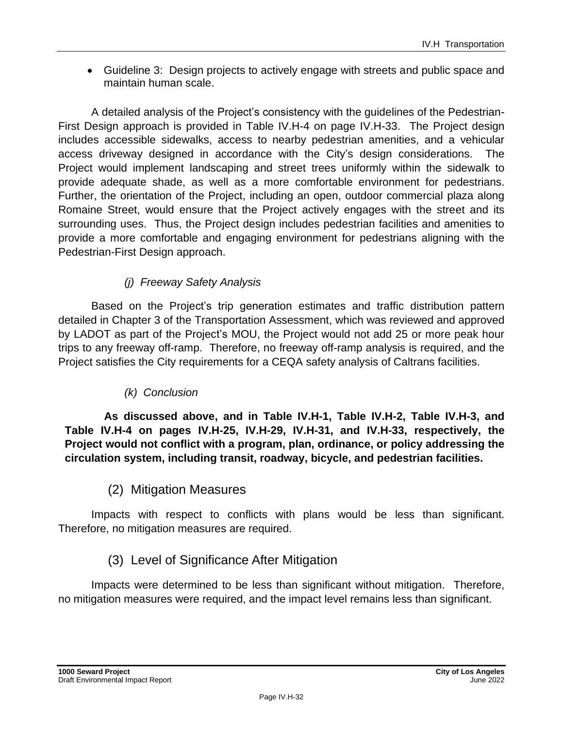- Guideline 3: Design projects to actively engage with streets and public space and maintain human scale.

A detailed analysis of the Project's consistency with the guidelines of the Pedestrian-First Design approach is provided in Table IV.H-4 on page IV.H-33. The Project design includes accessible sidewalks, access to nearby pedestrian amenities, and a vehicular access driveway designed in accordance with the City's design considerations. The Project would implement landscaping and street trees uniformly within the sidewalk to provide adequate shade, as well as a more comfortable environment for pedestrians. Further, the orientation of the Project, including an open, outdoor commercial plaza along Romaine Street, would ensure that the Project actively engages with the street and its surrounding uses. Thus, the Project design includes pedestrian facilities and amenities to provide a more comfortable and engaging environment for pedestrians aligning with the Pedestrian-First Design approach.

*(j) Freeway Safety Analysis*

Based on the Project's trip generation estimates and traffic distribution pattern detailed in Chapter 3 of the Transportation Assessment, which was reviewed and approved by LADOT as part of the Project's MOU, the Project would not add 25 or more peak hour trips to any freeway off-ramp. Therefore, no freeway off-ramp analysis is required, and the Project satisfies the City requirements for a CEQA safety analysis of Caltrans facilities.

*(k) Conclusion*

**As discussed above, and in Table IV.H-1, Table IV.H-2, Table IV.H-3, and Table IV.H-4 on pages IV.H-25, IV.H-29, IV.H-31, and IV.H-33, respectively, the Project would not conflict with a program, plan, ordinance, or policy addressing the circulation system, including transit, roadway, bicycle, and pedestrian facilities.**

## (2) Mitigation Measures

Impacts with respect to conflicts with plans would be less than significant. Therefore, no mitigation measures are required.

## (3) Level of Significance After Mitigation

Impacts were determined to be less than significant without mitigation. Therefore, no mitigation measures were required, and the impact level remains less than significant.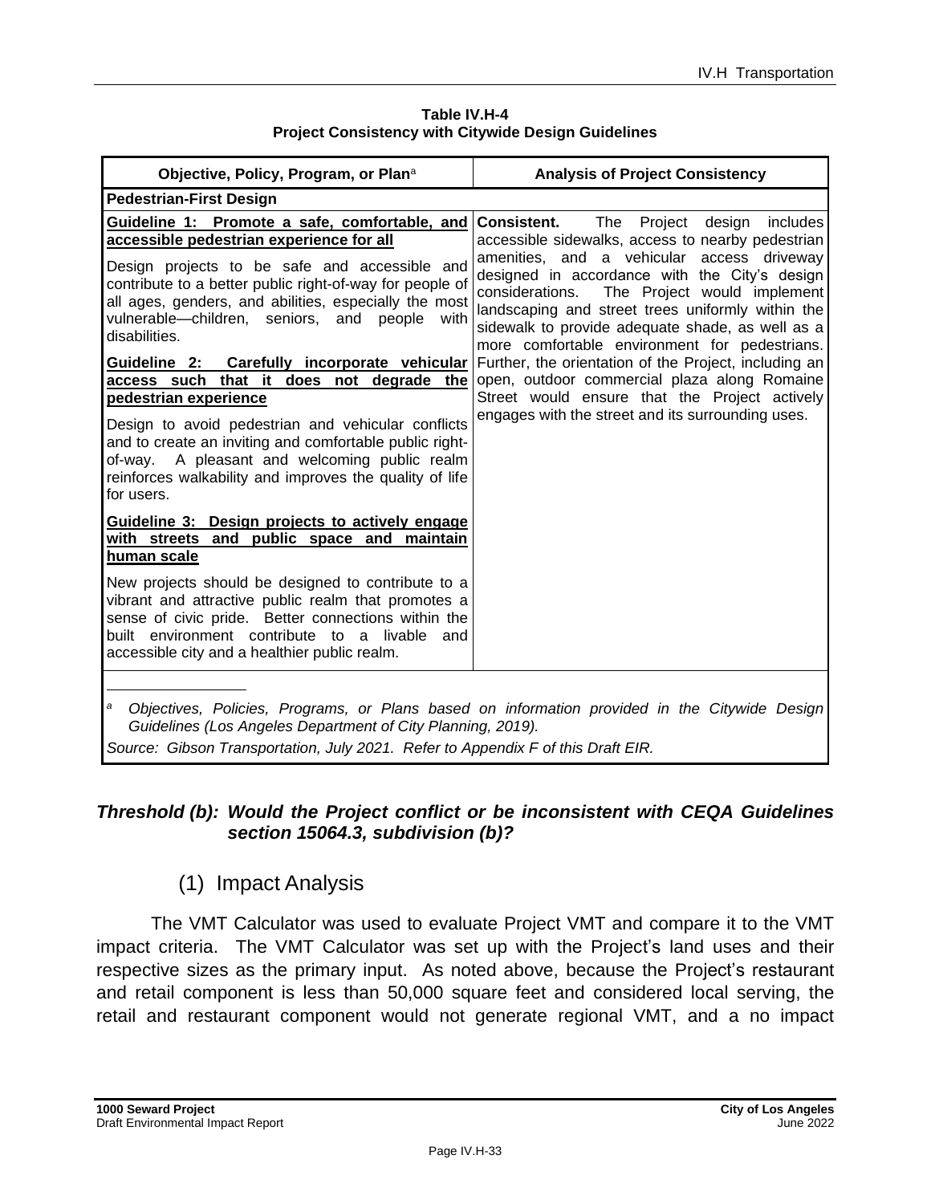**Table IV.H-4**
**Project Consistency with Citywide Design Guidelines**

| Objective, Policy, Program, or Plan[a] | Analysis of Project Consistency |
|---|---|
| **Pedestrian-First Design** | |
| **Guideline 1: Promote a safe, comfortable, and accessible pedestrian experience for all**<br><br>Design projects to be safe and accessible and contribute to a better public right-of-way for people of all ages, genders, and abilities, especially the most vulnerable—children, seniors, and people with disabilities.<br><br>**Guideline 2: Carefully incorporate vehicular access such that it does not degrade the pedestrian experience**<br><br>Design to avoid pedestrian and vehicular conflicts and to create an inviting and comfortable public right-of-way. A pleasant and welcoming public realm reinforces walkability and improves the quality of life for users.<br><br>**Guideline 3: Design projects to actively engage with streets and public space and maintain human scale**<br><br>New projects should be designed to contribute to a vibrant and attractive public realm that promotes a sense of civic pride. Better connections within the built environment contribute to a livable and accessible city and a healthier public realm. | **Consistent.** The Project design includes accessible sidewalks, access to nearby pedestrian amenities, and a vehicular access driveway designed in accordance with the City's design considerations. The Project would implement landscaping and street trees uniformly within the sidewalk to provide adequate shade, as well as a more comfortable environment for pedestrians. Further, the orientation of the Project, including an open, outdoor commercial plaza along Romaine Street would ensure that the Project actively engages with the street and its surrounding uses. |

[a] *Objectives, Policies, Programs, or Plans based on information provided in the Citywide Design Guidelines (Los Angeles Department of City Planning, 2019).*

*Source: Gibson Transportation, July 2021. Refer to Appendix F of this Draft EIR.*

### *Threshold (b): Would the Project conflict or be inconsistent with CEQA Guidelines section 15064.3, subdivision (b)?*

#### (1) Impact Analysis

The VMT Calculator was used to evaluate Project VMT and compare it to the VMT impact criteria. The VMT Calculator was set up with the Project's land uses and their respective sizes as the primary input. As noted above, because the Project's restaurant and retail component is less than 50,000 square feet and considered local serving, the retail and restaurant component would not generate regional VMT, and a no impact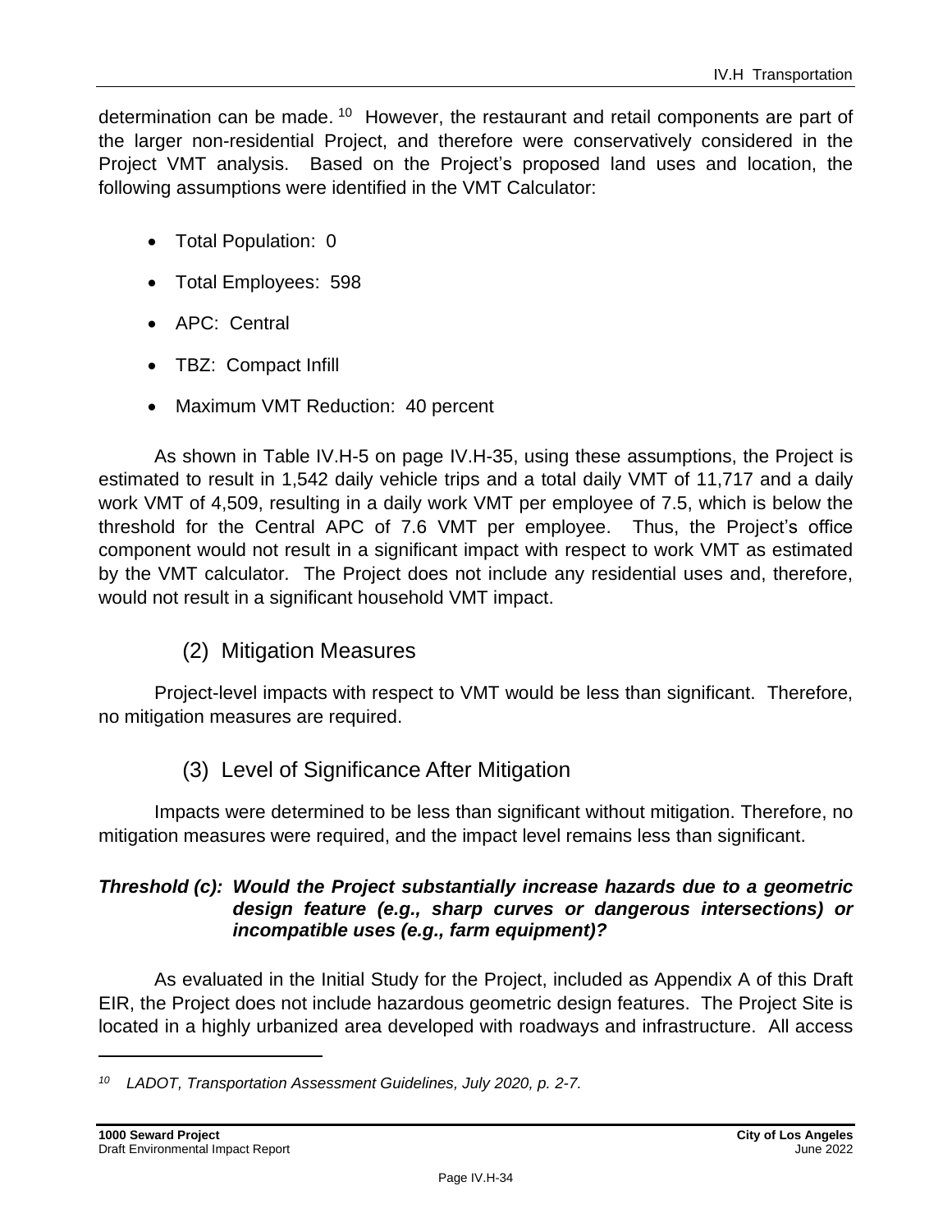determination can be made.[10] However, the restaurant and retail components are part of the larger non-residential Project, and therefore were conservatively considered in the Project VMT analysis. Based on the Project's proposed land uses and location, the following assumptions were identified in the VMT Calculator:

- Total Population: 0
- Total Employees: 598
- APC: Central
- TBZ: Compact Infill
- Maximum VMT Reduction: 40 percent

As shown in Table IV.H-5 on page IV.H-35, using these assumptions, the Project is estimated to result in 1,542 daily vehicle trips and a total daily VMT of 11,717 and a daily work VMT of 4,509, resulting in a daily work VMT per employee of 7.5, which is below the threshold for the Central APC of 7.6 VMT per employee. Thus, the Project's office component would not result in a significant impact with respect to work VMT as estimated by the VMT calculator. The Project does not include any residential uses and, therefore, would not result in a significant household VMT impact.

### (2) Mitigation Measures

Project-level impacts with respect to VMT would be less than significant. Therefore, no mitigation measures are required.

### (3) Level of Significance After Mitigation

Impacts were determined to be less than significant without mitigation. Therefore, no mitigation measures were required, and the impact level remains less than significant.

***Threshold (c): Would the Project substantially increase hazards due to a geometric design feature (e.g., sharp curves or dangerous intersections) or incompatible uses (e.g., farm equipment)?***

As evaluated in the Initial Study for the Project, included as Appendix A of this Draft EIR, the Project does not include hazardous geometric design features. The Project Site is located in a highly urbanized area developed with roadways and infrastructure. All access

[10] *LADOT, Transportation Assessment Guidelines, July 2020, p. 2-7.*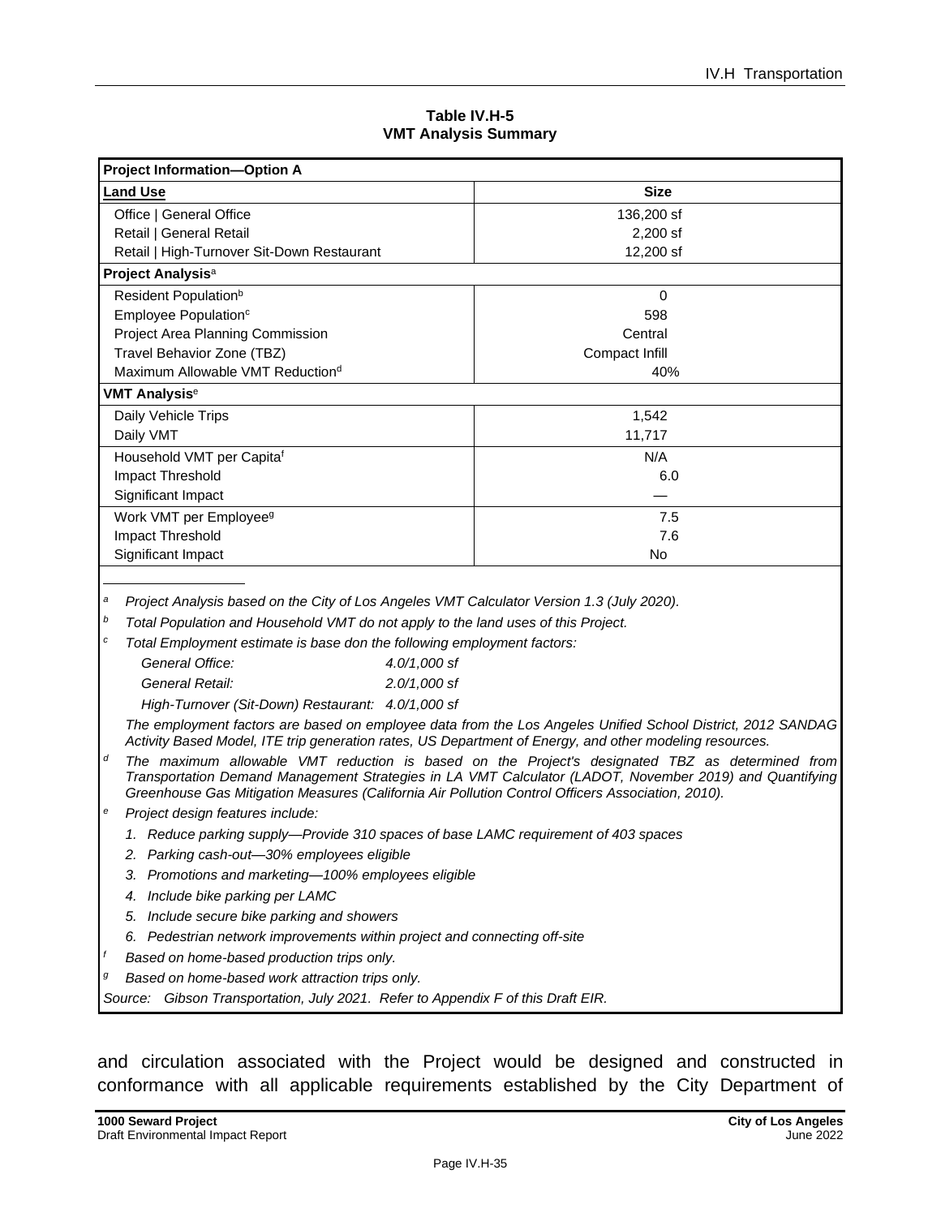**Table IV.H-5**
**VMT Analysis Summary**

| **Project Information—Option A** | |
|---|---|
| **Land Use** | **Size** |
| Office \| General Office | 136,200 sf |
| Retail \| General Retail | 2,200 sf |
| Retail \| High-Turnover Sit-Down Restaurant | 12,200 sf |
| **Project Analysis**[a] | |
| Resident Population[b] | 0 |
| Employee Population[c] | 598 |
| Project Area Planning Commission | Central |
| Travel Behavior Zone (TBZ) | Compact Infill |
| Maximum Allowable VMT Reduction[d] | 40% |
| **VMT Analysis**[e] | |
| Daily Vehicle Trips | 1,542 |
| Daily VMT | 11,717 |
| Household VMT per Capita[f] | N/A |
| Impact Threshold | 6.0 |
| Significant Impact | — |
| Work VMT per Employee[g] | 7.5 |
| Impact Threshold | 7.6 |
| Significant Impact | No |

[a] *Project Analysis based on the City of Los Angeles VMT Calculator Version 1.3 (July 2020).*

[b] *Total Population and Household VMT do not apply to the land uses of this Project.*

[c] *Total Employment estimate is base don the following employment factors:*

*General Office: 4.0/1,000 sf*

*General Retail: 2.0/1,000 sf*

*High-Turnover (Sit-Down) Restaurant: 4.0/1,000 sf*

*The employment factors are based on employee data from the Los Angeles Unified School District, 2012 SANDAG Activity Based Model, ITE trip generation rates, US Department of Energy, and other modeling resources.*

[d] *The maximum allowable VMT reduction is based on the Project's designated TBZ as determined from Transportation Demand Management Strategies in LA VMT Calculator (LADOT, November 2019) and Quantifying Greenhouse Gas Mitigation Measures (California Air Pollution Control Officers Association, 2010).*

[e] *Project design features include:*

1. *Reduce parking supply—Provide 310 spaces of base LAMC requirement of 403 spaces*
2. *Parking cash-out—30% employees eligible*
3. *Promotions and marketing—100% employees eligible*
4. *Include bike parking per LAMC*
5. *Include secure bike parking and showers*
6. *Pedestrian network improvements within project and connecting off-site*

[f] *Based on home-based production trips only.*

[g] *Based on home-based work attraction trips only.*

*Source: Gibson Transportation, July 2021. Refer to Appendix F of this Draft EIR.*

and circulation associated with the Project would be designed and constructed in conformance with all applicable requirements established by the City Department of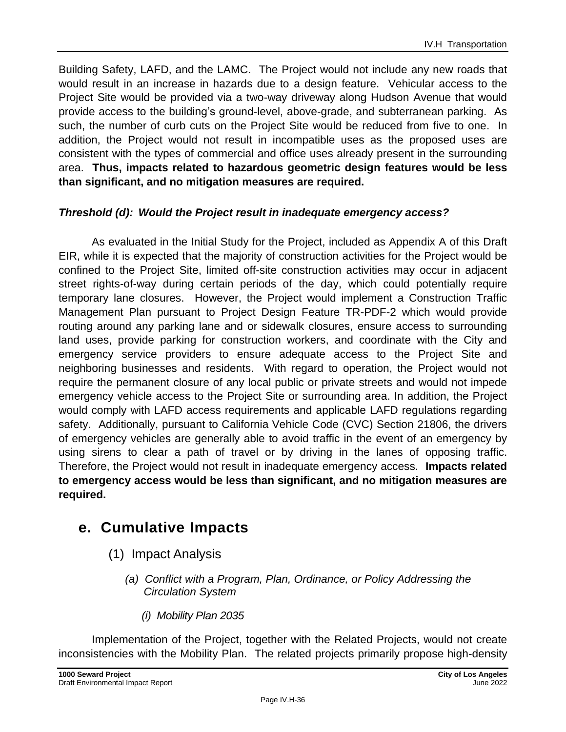Building Safety, LAFD, and the LAMC. The Project would not include any new roads that would result in an increase in hazards due to a design feature. Vehicular access to the Project Site would be provided via a two-way driveway along Hudson Avenue that would provide access to the building's ground-level, above-grade, and subterranean parking. As such, the number of curb cuts on the Project Site would be reduced from five to one. In addition, the Project would not result in incompatible uses as the proposed uses are consistent with the types of commercial and office uses already present in the surrounding area. **Thus, impacts related to hazardous geometric design features would be less than significant, and no mitigation measures are required.**

***Threshold (d): Would the Project result in inadequate emergency access?***

As evaluated in the Initial Study for the Project, included as Appendix A of this Draft EIR, while it is expected that the majority of construction activities for the Project would be confined to the Project Site, limited off-site construction activities may occur in adjacent street rights-of-way during certain periods of the day, which could potentially require temporary lane closures. However, the Project would implement a Construction Traffic Management Plan pursuant to Project Design Feature TR-PDF-2 which would provide routing around any parking lane and or sidewalk closures, ensure access to surrounding land uses, provide parking for construction workers, and coordinate with the City and emergency service providers to ensure adequate access to the Project Site and neighboring businesses and residents. With regard to operation, the Project would not require the permanent closure of any local public or private streets and would not impede emergency vehicle access to the Project Site or surrounding area. In addition, the Project would comply with LAFD access requirements and applicable LAFD regulations regarding safety. Additionally, pursuant to California Vehicle Code (CVC) Section 21806, the drivers of emergency vehicles are generally able to avoid traffic in the event of an emergency by using sirens to clear a path of travel or by driving in the lanes of opposing traffic. Therefore, the Project would not result in inadequate emergency access. **Impacts related to emergency access would be less than significant, and no mitigation measures are required.**

## e. Cumulative Impacts

### (1) Impact Analysis

#### *(a) Conflict with a Program, Plan, Ordinance, or Policy Addressing the Circulation System*

##### *(i) Mobility Plan 2035*

Implementation of the Project, together with the Related Projects, would not create inconsistencies with the Mobility Plan. The related projects primarily propose high-density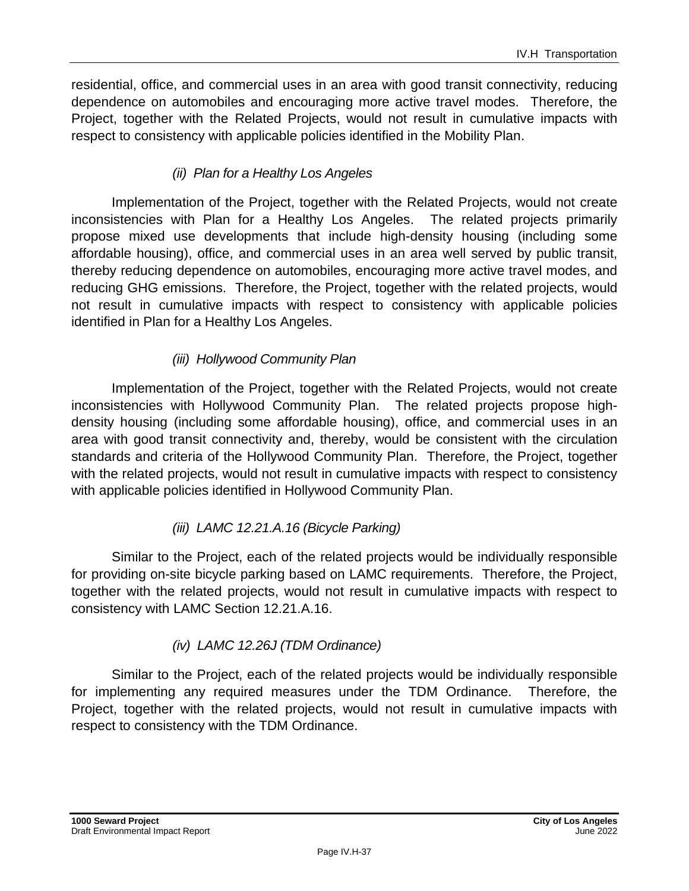residential, office, and commercial uses in an area with good transit connectivity, reducing dependence on automobiles and encouraging more active travel modes. Therefore, the Project, together with the Related Projects, would not result in cumulative impacts with respect to consistency with applicable policies identified in the Mobility Plan.

*(ii) Plan for a Healthy Los Angeles*

Implementation of the Project, together with the Related Projects, would not create inconsistencies with Plan for a Healthy Los Angeles. The related projects primarily propose mixed use developments that include high-density housing (including some affordable housing), office, and commercial uses in an area well served by public transit, thereby reducing dependence on automobiles, encouraging more active travel modes, and reducing GHG emissions. Therefore, the Project, together with the related projects, would not result in cumulative impacts with respect to consistency with applicable policies identified in Plan for a Healthy Los Angeles.

*(iii) Hollywood Community Plan*

Implementation of the Project, together with the Related Projects, would not create inconsistencies with Hollywood Community Plan. The related projects propose high-density housing (including some affordable housing), office, and commercial uses in an area with good transit connectivity and, thereby, would be consistent with the circulation standards and criteria of the Hollywood Community Plan. Therefore, the Project, together with the related projects, would not result in cumulative impacts with respect to consistency with applicable policies identified in Hollywood Community Plan.

*(iii) LAMC 12.21.A.16 (Bicycle Parking)*

Similar to the Project, each of the related projects would be individually responsible for providing on-site bicycle parking based on LAMC requirements. Therefore, the Project, together with the related projects, would not result in cumulative impacts with respect to consistency with LAMC Section 12.21.A.16.

*(iv) LAMC 12.26J (TDM Ordinance)*

Similar to the Project, each of the related projects would be individually responsible for implementing any required measures under the TDM Ordinance. Therefore, the Project, together with the related projects, would not result in cumulative impacts with respect to consistency with the TDM Ordinance.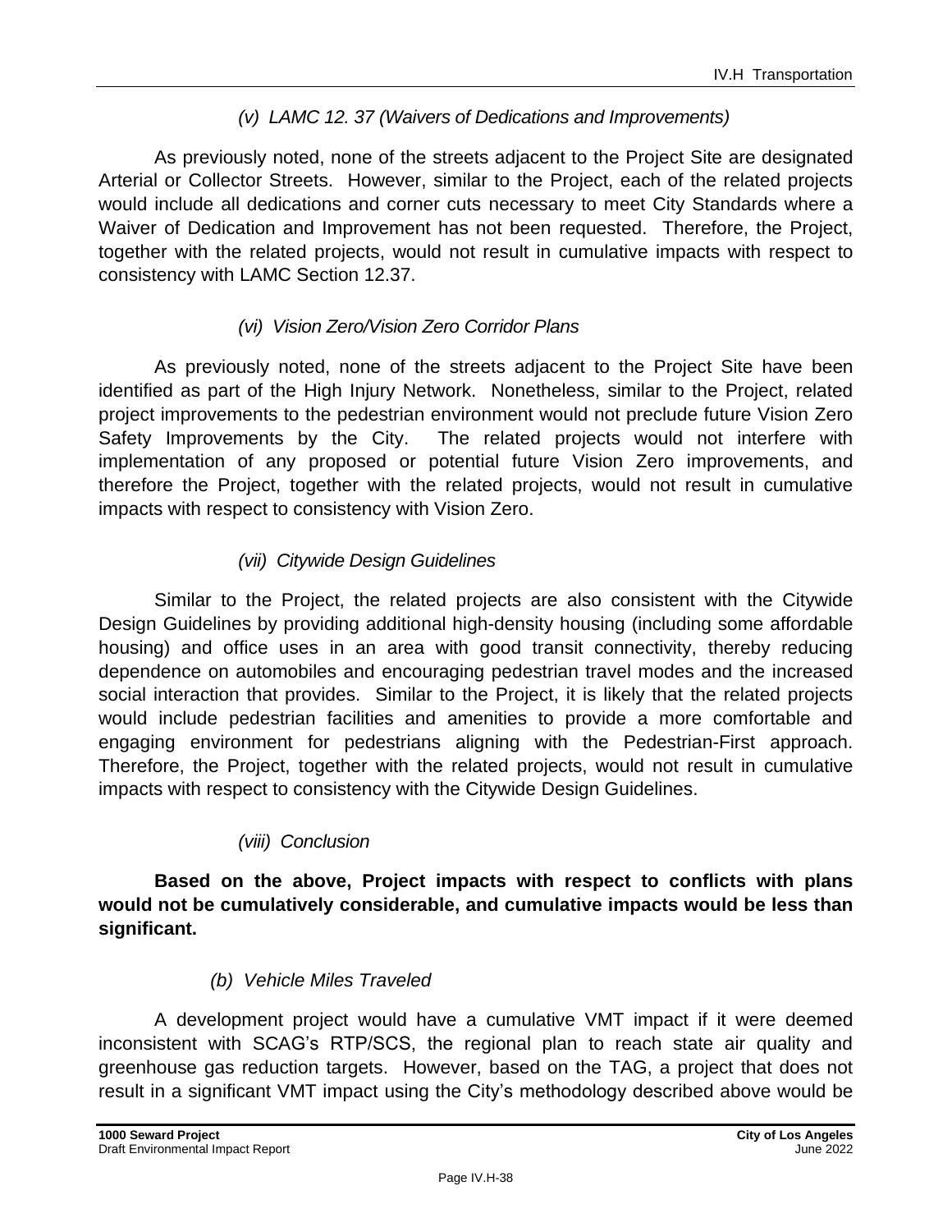*(v) LAMC 12. 37 (Waivers of Dedications and Improvements)*

As previously noted, none of the streets adjacent to the Project Site are designated Arterial or Collector Streets. However, similar to the Project, each of the related projects would include all dedications and corner cuts necessary to meet City Standards where a Waiver of Dedication and Improvement has not been requested. Therefore, the Project, together with the related projects, would not result in cumulative impacts with respect to consistency with LAMC Section 12.37.

*(vi) Vision Zero/Vision Zero Corridor Plans*

As previously noted, none of the streets adjacent to the Project Site have been identified as part of the High Injury Network. Nonetheless, similar to the Project, related project improvements to the pedestrian environment would not preclude future Vision Zero Safety Improvements by the City. The related projects would not interfere with implementation of any proposed or potential future Vision Zero improvements, and therefore the Project, together with the related projects, would not result in cumulative impacts with respect to consistency with Vision Zero.

*(vii) Citywide Design Guidelines*

Similar to the Project, the related projects are also consistent with the Citywide Design Guidelines by providing additional high-density housing (including some affordable housing) and office uses in an area with good transit connectivity, thereby reducing dependence on automobiles and encouraging pedestrian travel modes and the increased social interaction that provides. Similar to the Project, it is likely that the related projects would include pedestrian facilities and amenities to provide a more comfortable and engaging environment for pedestrians aligning with the Pedestrian-First approach. Therefore, the Project, together with the related projects, would not result in cumulative impacts with respect to consistency with the Citywide Design Guidelines.

*(viii) Conclusion*

**Based on the above, Project impacts with respect to conflicts with plans would not be cumulatively considerable, and cumulative impacts would be less than significant.**

*(b) Vehicle Miles Traveled*

A development project would have a cumulative VMT impact if it were deemed inconsistent with SCAG's RTP/SCS, the regional plan to reach state air quality and greenhouse gas reduction targets. However, based on the TAG, a project that does not result in a significant VMT impact using the City's methodology described above would be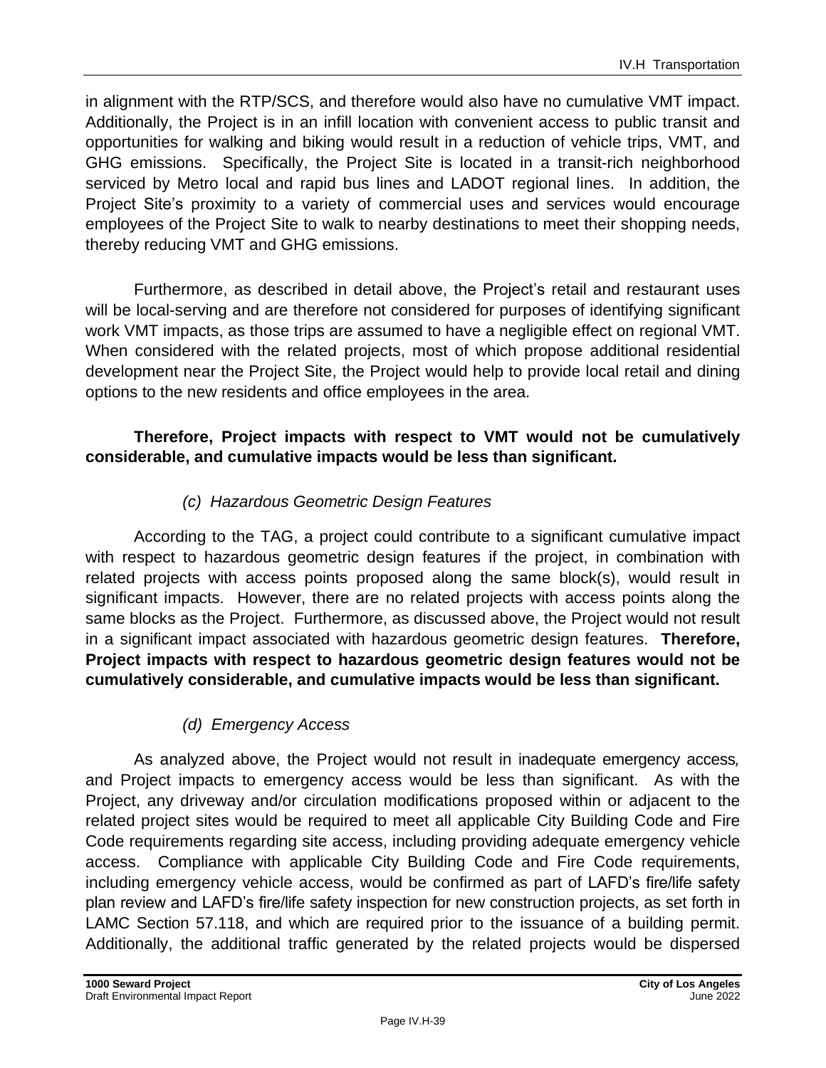in alignment with the RTP/SCS, and therefore would also have no cumulative VMT impact. Additionally, the Project is in an infill location with convenient access to public transit and opportunities for walking and biking would result in a reduction of vehicle trips, VMT, and GHG emissions. Specifically, the Project Site is located in a transit-rich neighborhood serviced by Metro local and rapid bus lines and LADOT regional lines. In addition, the Project Site's proximity to a variety of commercial uses and services would encourage employees of the Project Site to walk to nearby destinations to meet their shopping needs, thereby reducing VMT and GHG emissions.

Furthermore, as described in detail above, the Project's retail and restaurant uses will be local-serving and are therefore not considered for purposes of identifying significant work VMT impacts, as those trips are assumed to have a negligible effect on regional VMT. When considered with the related projects, most of which propose additional residential development near the Project Site, the Project would help to provide local retail and dining options to the new residents and office employees in the area.

**Therefore, Project impacts with respect to VMT would not be cumulatively considerable, and cumulative impacts would be less than significant.**

*(c) Hazardous Geometric Design Features*

According to the TAG, a project could contribute to a significant cumulative impact with respect to hazardous geometric design features if the project, in combination with related projects with access points proposed along the same block(s), would result in significant impacts. However, there are no related projects with access points along the same blocks as the Project. Furthermore, as discussed above, the Project would not result in a significant impact associated with hazardous geometric design features. **Therefore, Project impacts with respect to hazardous geometric design features would not be cumulatively considerable, and cumulative impacts would be less than significant.**

*(d) Emergency Access*

As analyzed above, the Project would not result in inadequate emergency access, and Project impacts to emergency access would be less than significant. As with the Project, any driveway and/or circulation modifications proposed within or adjacent to the related project sites would be required to meet all applicable City Building Code and Fire Code requirements regarding site access, including providing adequate emergency vehicle access. Compliance with applicable City Building Code and Fire Code requirements, including emergency vehicle access, would be confirmed as part of LAFD's fire/life safety plan review and LAFD's fire/life safety inspection for new construction projects, as set forth in LAMC Section 57.118, and which are required prior to the issuance of a building permit. Additionally, the additional traffic generated by the related projects would be dispersed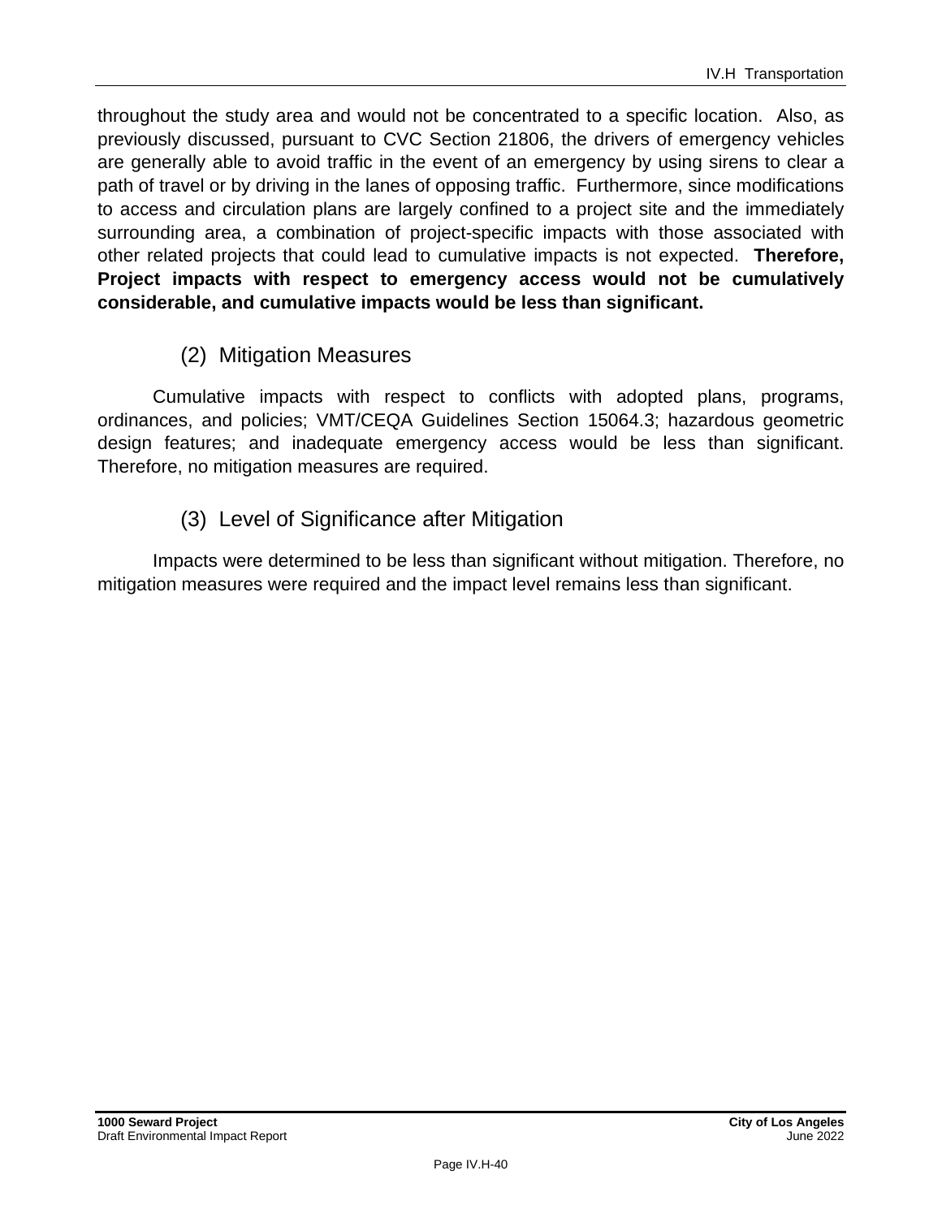throughout the study area and would not be concentrated to a specific location. Also, as previously discussed, pursuant to CVC Section 21806, the drivers of emergency vehicles are generally able to avoid traffic in the event of an emergency by using sirens to clear a path of travel or by driving in the lanes of opposing traffic. Furthermore, since modifications to access and circulation plans are largely confined to a project site and the immediately surrounding area, a combination of project-specific impacts with those associated with other related projects that could lead to cumulative impacts is not expected. **Therefore, Project impacts with respect to emergency access would not be cumulatively considerable, and cumulative impacts would be less than significant.**

### (2) Mitigation Measures

Cumulative impacts with respect to conflicts with adopted plans, programs, ordinances, and policies; VMT/CEQA Guidelines Section 15064.3; hazardous geometric design features; and inadequate emergency access would be less than significant. Therefore, no mitigation measures are required.

### (3) Level of Significance after Mitigation

Impacts were determined to be less than significant without mitigation. Therefore, no mitigation measures were required and the impact level remains less than significant.